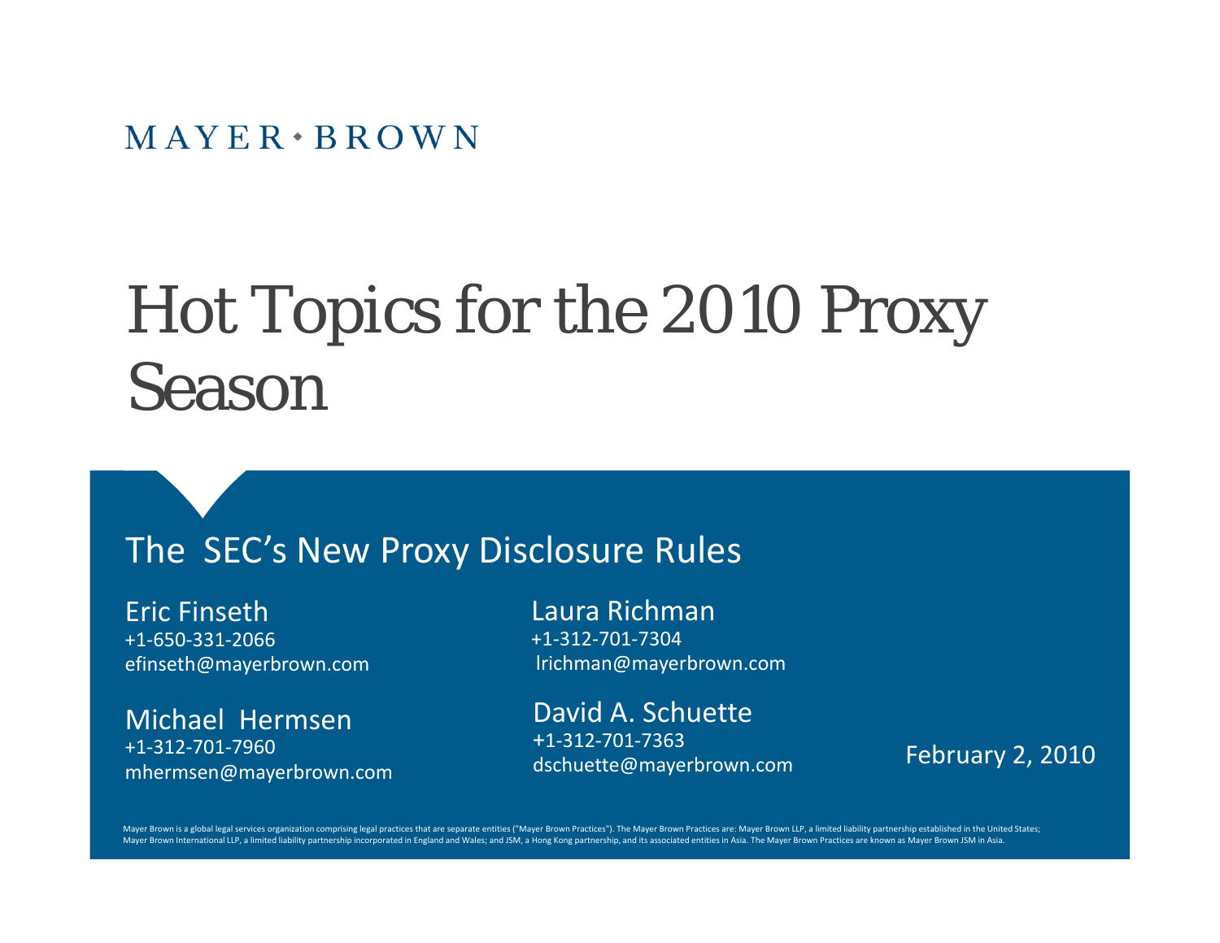MAYER • BROWN

# Hot Topics for the 2010 Proxy Season

## The SEC's New Proxy Disclosure Rules

Eric Finseth
+1-650-331-2066
efinseth@mayerbrown.com

Michael Hermsen
+1-312-701-7960
mhermsen@mayerbrown.com

Laura Richman
+1-312-701-7304
lrichman@mayerbrown.com

David A. Schuette
+1-312-701-7363
dschuette@mayerbrown.com

February 2, 2010

Mayer Brown is a global legal services organization comprising legal practices that are separate entities ("Mayer Brown Practices"). The Mayer Brown Practices are: Mayer Brown LLP, a limited liability partnership established in the United States; Mayer Brown International LLP, a limited liability partnership incorporated in England and Wales; and JSM, a Hong Kong partnership, and its associated entities in Asia. The Mayer Brown Practices are known as Mayer Brown JSM in Asia.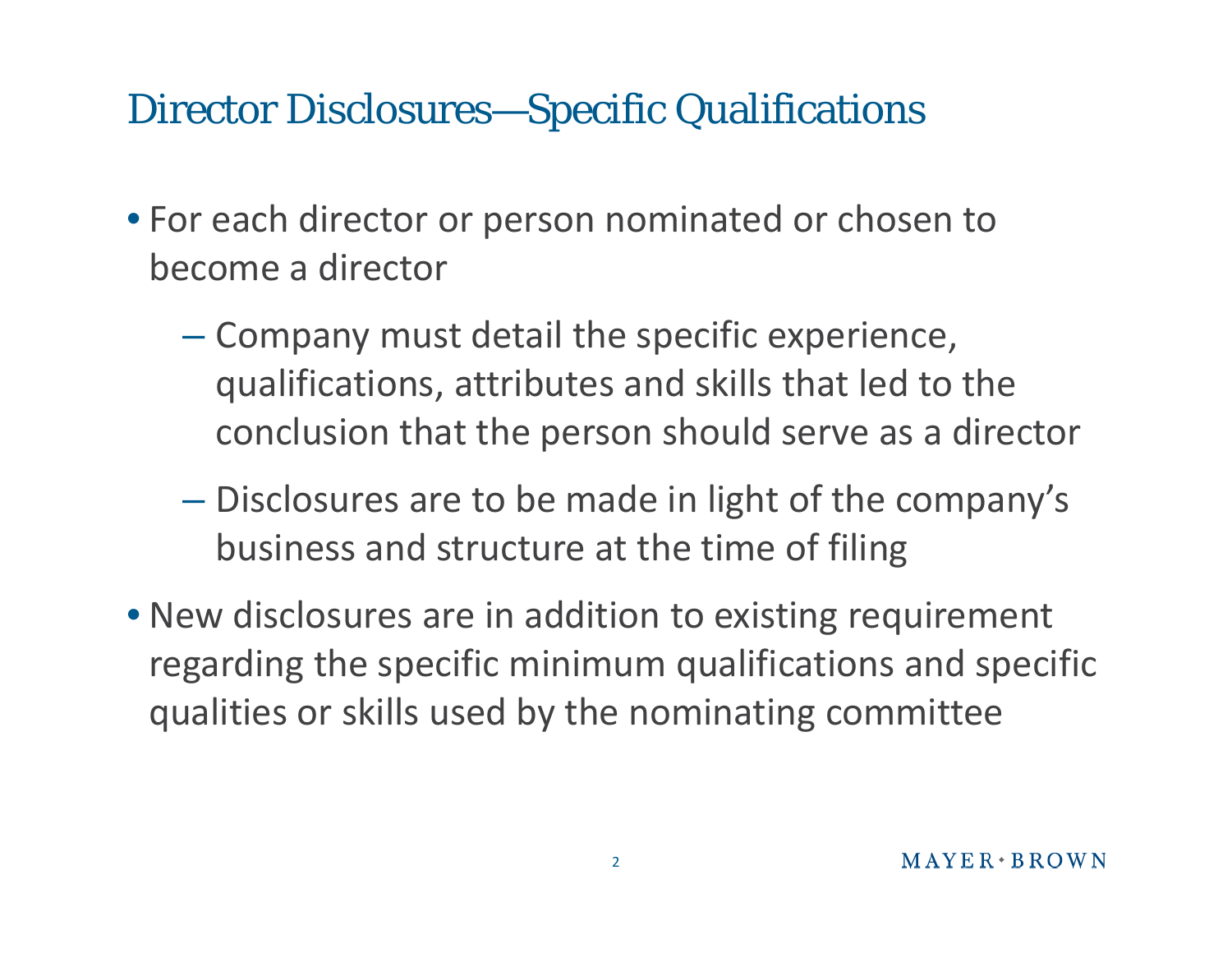# Director Disclosures—Specific Qualifications

- For each director or person nominated or chosen to become a director
  - Company must detail the specific experience, qualifications, attributes and skills that led to the conclusion that the person should serve as a director
  - Disclosures are to be made in light of the company's business and structure at the time of filing
- New disclosures are in addition to existing requirement regarding the specific minimum qualifications and specific qualities or skills used by the nominating committee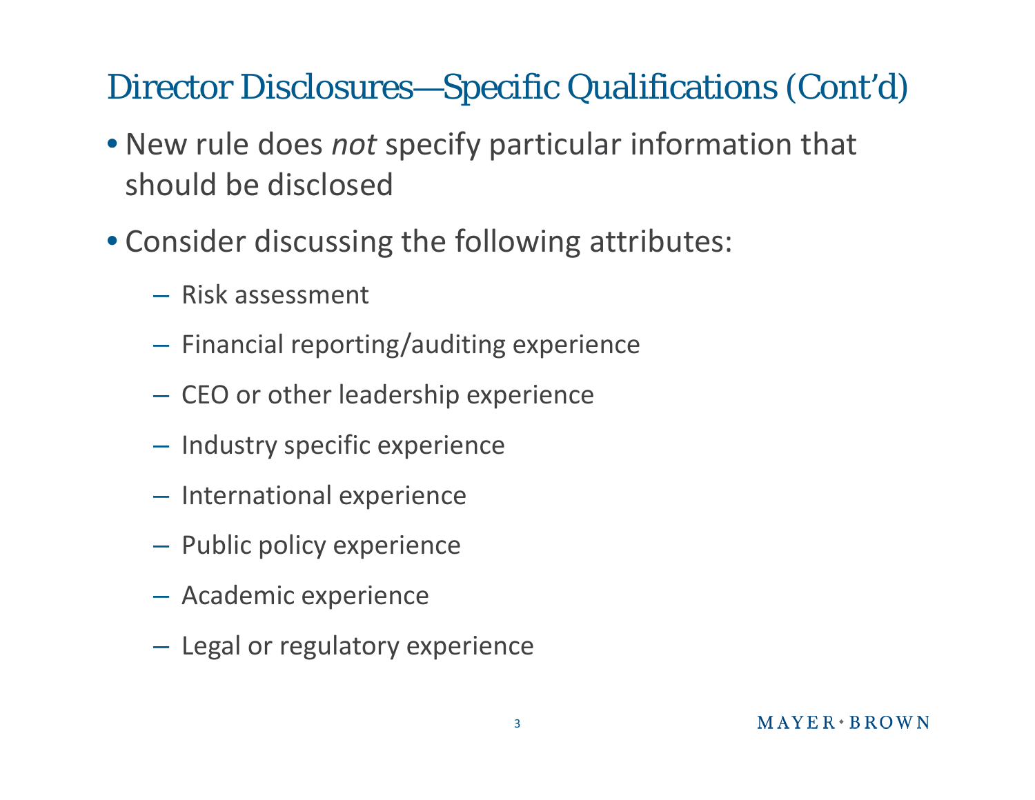# Director Disclosures—Specific Qualifications (Cont'd)

- New rule does *not* specify particular information that should be disclosed
- Consider discussing the following attributes:
  - Risk assessment
  - Financial reporting/auditing experience
  - CEO or other leadership experience
  - Industry specific experience
  - International experience
  - Public policy experience
  - Academic experience
  - Legal or regulatory experience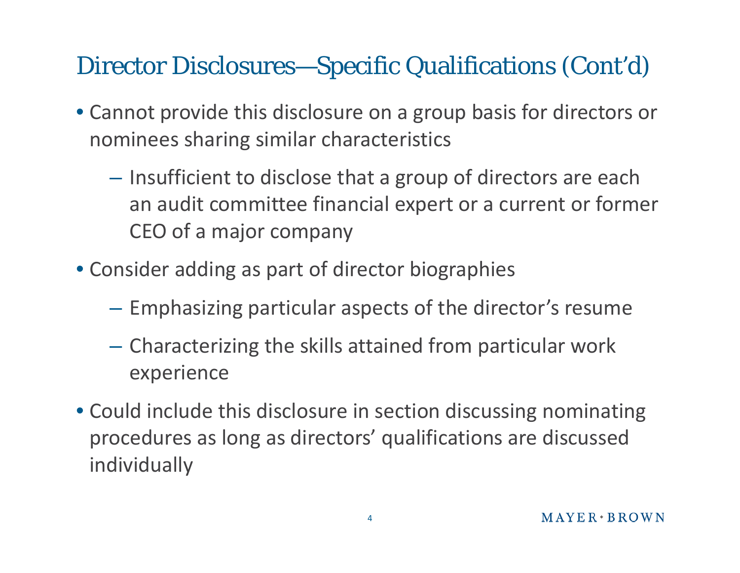# Director Disclosures—Specific Qualifications (Cont'd)

- Cannot provide this disclosure on a group basis for directors or nominees sharing similar characteristics
  - Insufficient to disclose that a group of directors are each an audit committee financial expert or a current or former CEO of a major company
- Consider adding as part of director biographies
  - Emphasizing particular aspects of the director's resume
  - Characterizing the skills attained from particular work experience
- Could include this disclosure in section discussing nominating procedures as long as directors' qualifications are discussed individually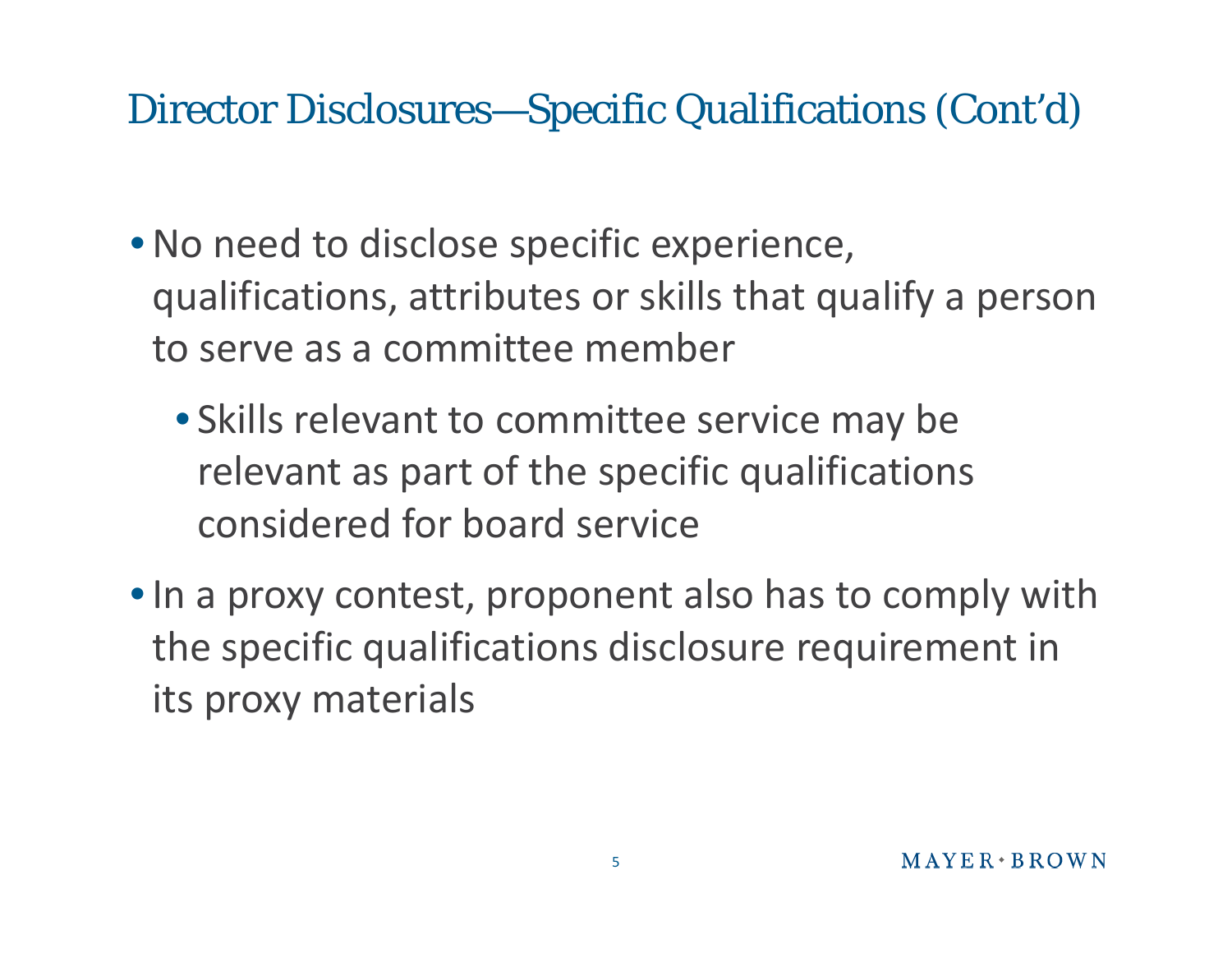# Director Disclosures—Specific Qualifications (Cont'd)

- No need to disclose specific experience, qualifications, attributes or skills that qualify a person to serve as a committee member
  - Skills relevant to committee service may be relevant as part of the specific qualifications considered for board service
- In a proxy contest, proponent also has to comply with the specific qualifications disclosure requirement in its proxy materials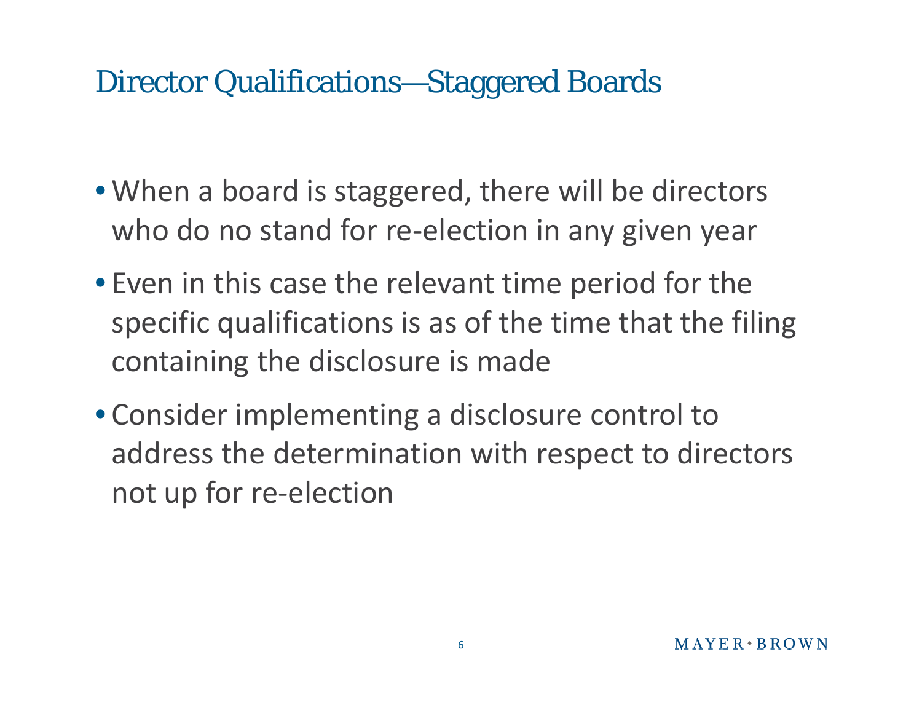# Director Qualifications—Staggered Boards

- When a board is staggered, there will be directors who do no stand for re-election in any given year
- Even in this case the relevant time period for the specific qualifications is as of the time that the filing containing the disclosure is made
- Consider implementing a disclosure control to address the determination with respect to directors not up for re-election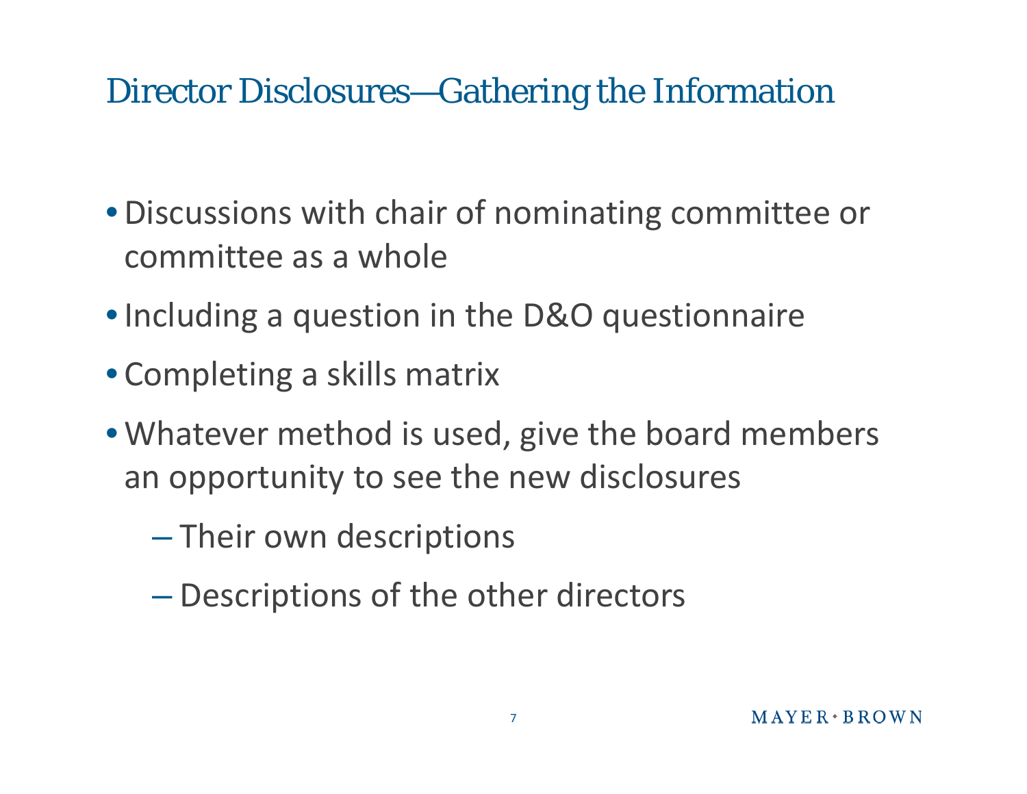# Director Disclosures—Gathering the Information

- Discussions with chair of nominating committee or committee as a whole
- Including a question in the D&O questionnaire
- Completing a skills matrix
- Whatever method is used, give the board members an opportunity to see the new disclosures
  - Their own descriptions
  - Descriptions of the other directors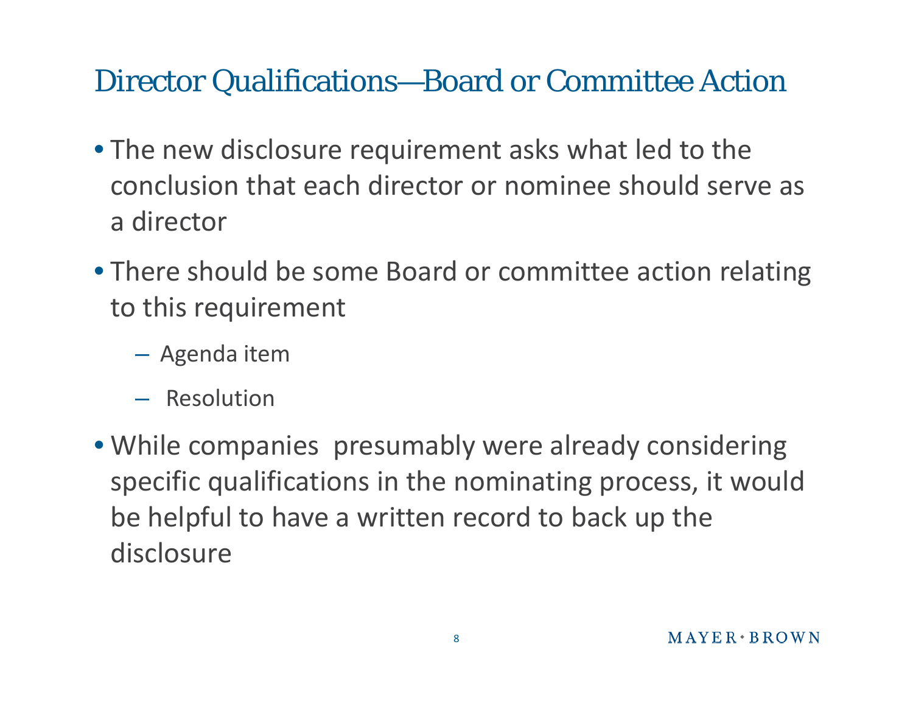# Director Qualifications—Board or Committee Action

- The new disclosure requirement asks what led to the conclusion that each director or nominee should serve as a director
- There should be some Board or committee action relating to this requirement
  - Agenda item
  - Resolution
- While companies presumably were already considering specific qualifications in the nominating process, it would be helpful to have a written record to back up the disclosure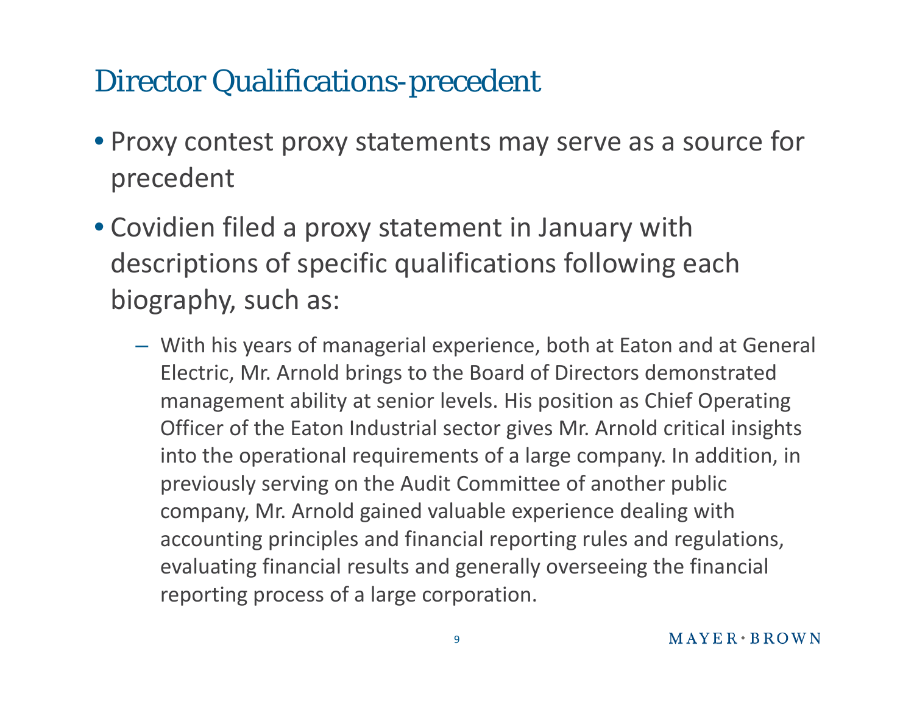# Director Qualifications-precedent

- Proxy contest proxy statements may serve as a source for precedent
- Covidien filed a proxy statement in January with descriptions of specific qualifications following each biography, such as:
  - With his years of managerial experience, both at Eaton and at General Electric, Mr. Arnold brings to the Board of Directors demonstrated management ability at senior levels. His position as Chief Operating Officer of the Eaton Industrial sector gives Mr. Arnold critical insights into the operational requirements of a large company. In addition, in previously serving on the Audit Committee of another public company, Mr. Arnold gained valuable experience dealing with accounting principles and financial reporting rules and regulations, evaluating financial results and generally overseeing the financial reporting process of a large corporation.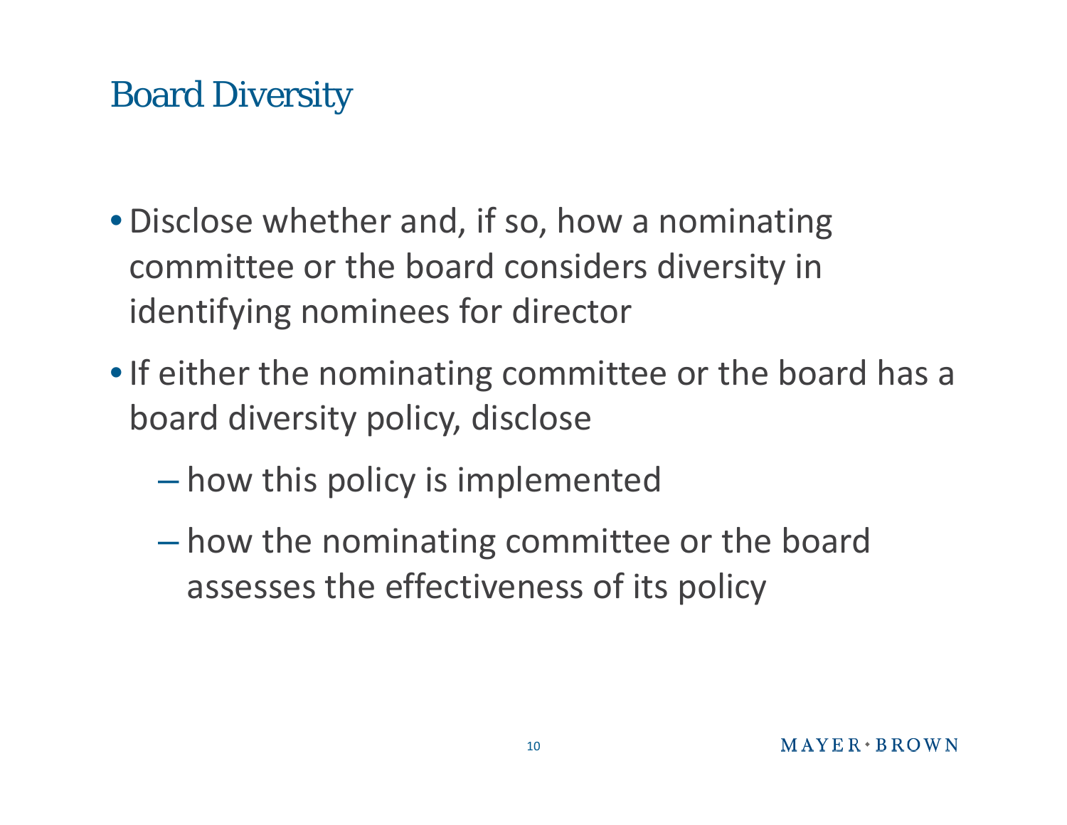# Board Diversity

- Disclose whether and, if so, how a nominating committee or the board considers diversity in identifying nominees for director
- If either the nominating committee or the board has a board diversity policy, disclose
  - how this policy is implemented
  - how the nominating committee or the board assesses the effectiveness of its policy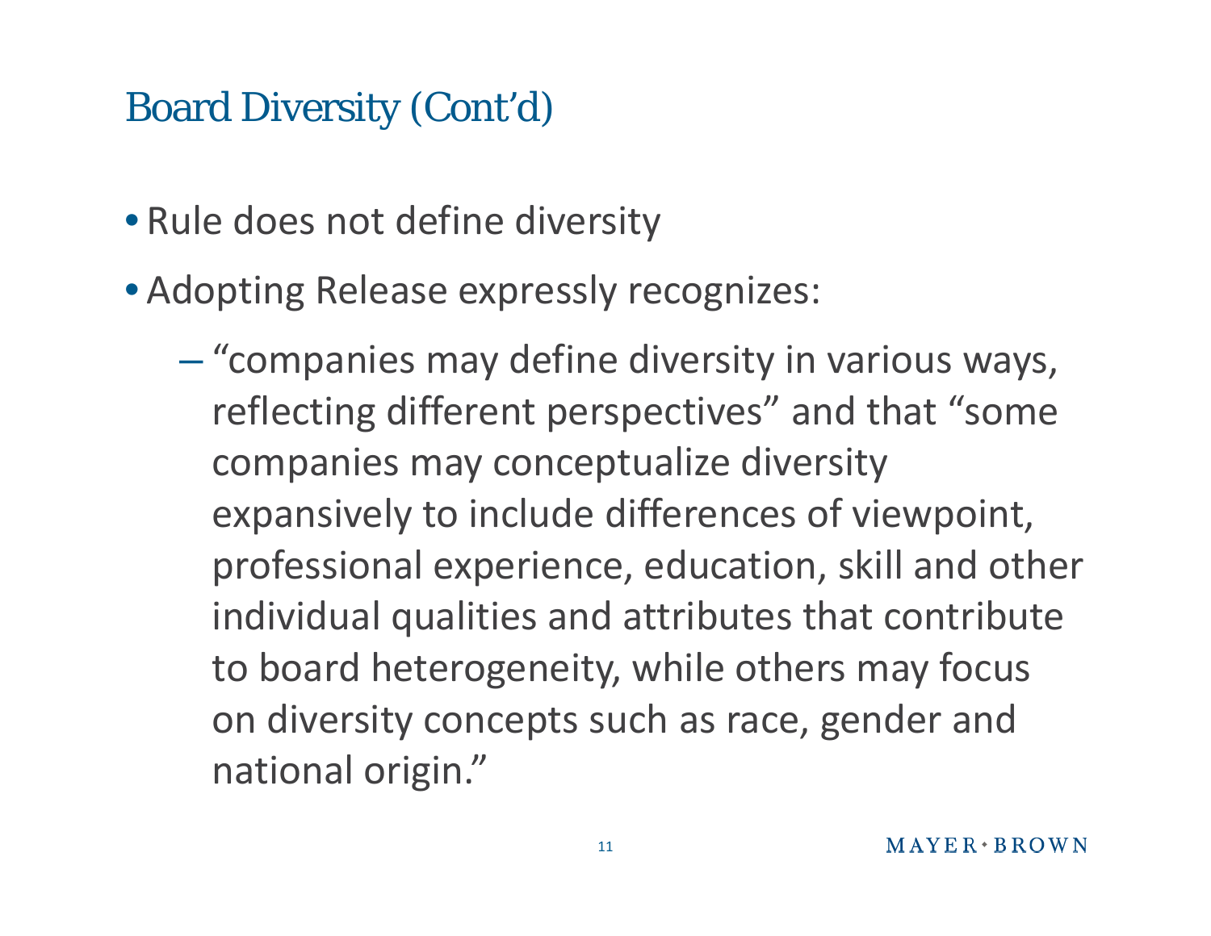# Board Diversity (Cont'd)

- Rule does not define diversity
- Adopting Release expressly recognizes:
  - "companies may define diversity in various ways, reflecting different perspectives" and that "some companies may conceptualize diversity expansively to include differences of viewpoint, professional experience, education, skill and other individual qualities and attributes that contribute to board heterogeneity, while others may focus on diversity concepts such as race, gender and national origin."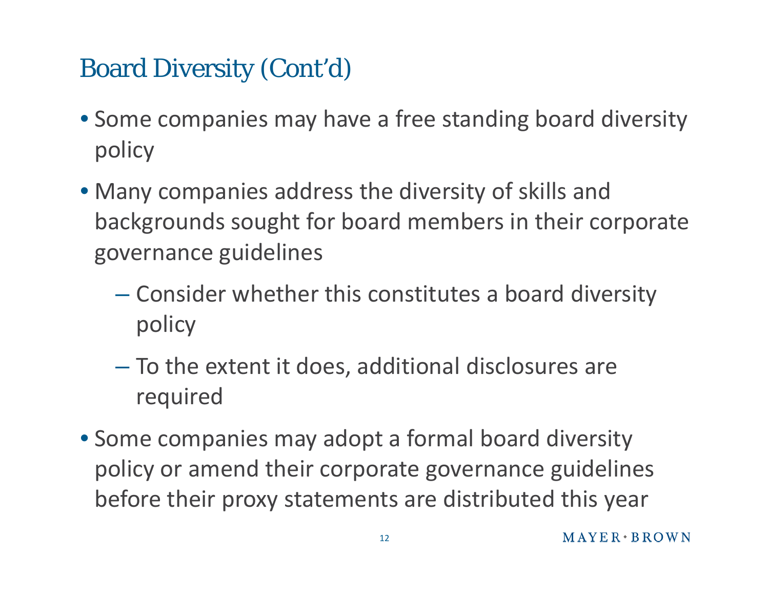# Board Diversity (Cont'd)

- Some companies may have a free standing board diversity policy
- Many companies address the diversity of skills and backgrounds sought for board members in their corporate governance guidelines
  - Consider whether this constitutes a board diversity policy
  - To the extent it does, additional disclosures are required
- Some companies may adopt a formal board diversity policy or amend their corporate governance guidelines before their proxy statements are distributed this year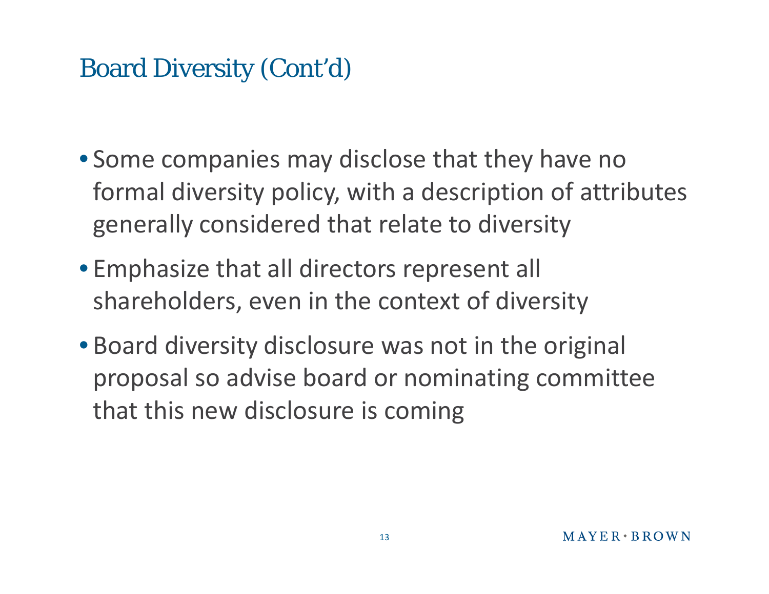# Board Diversity (Cont'd)

- Some companies may disclose that they have no formal diversity policy, with a description of attributes generally considered that relate to diversity
- Emphasize that all directors represent all shareholders, even in the context of diversity
- Board diversity disclosure was not in the original proposal so advise board or nominating committee that this new disclosure is coming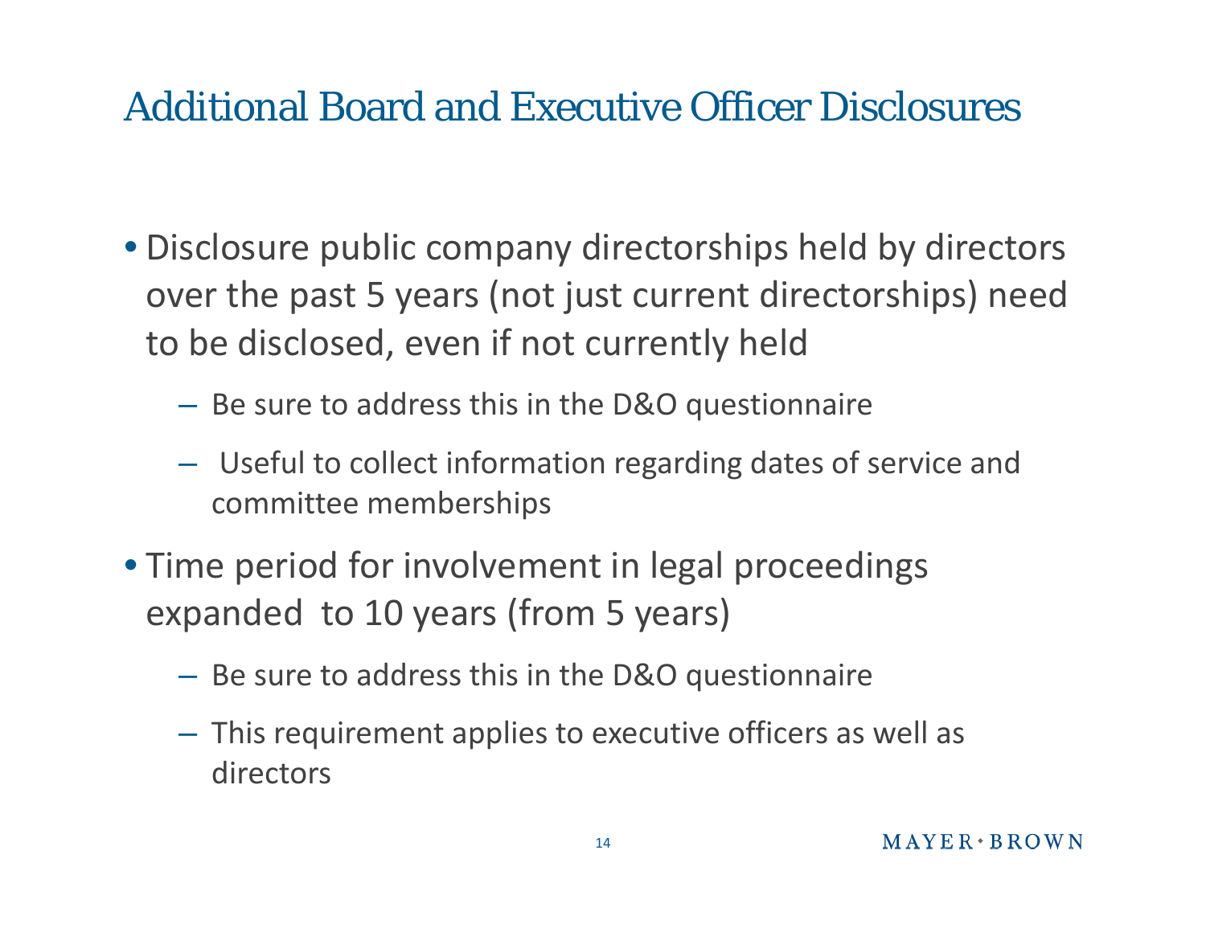# Additional Board and Executive Officer Disclosures

- Disclosure public company directorships held by directors over the past 5 years (not just current directorships) need to be disclosed, even if not currently held
  - Be sure to address this in the D&O questionnaire
  - Useful to collect information regarding dates of service and committee memberships
- Time period for involvement in legal proceedings expanded to 10 years (from 5 years)
  - Be sure to address this in the D&O questionnaire
  - This requirement applies to executive officers as well as directors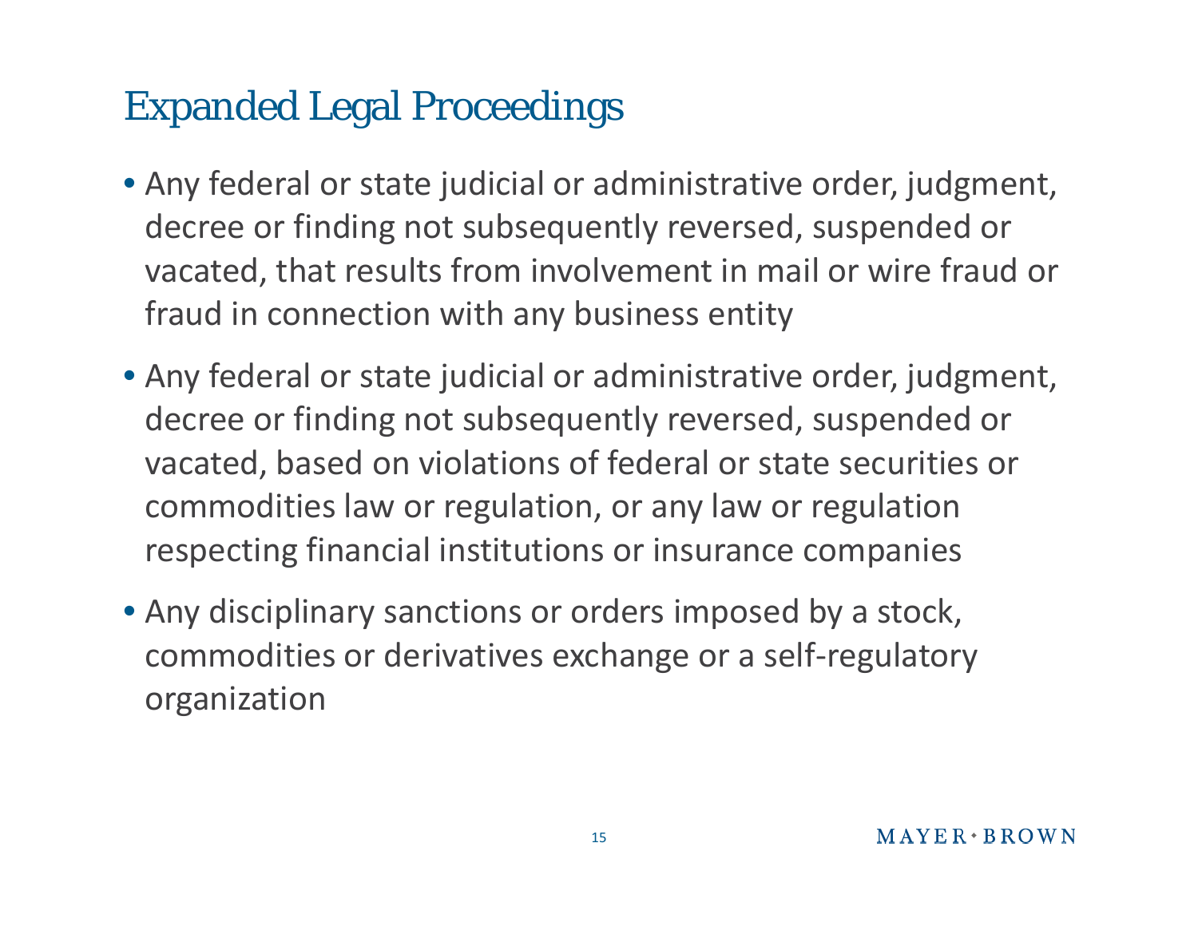# Expanded Legal Proceedings

- Any federal or state judicial or administrative order, judgment, decree or finding not subsequently reversed, suspended or vacated, that results from involvement in mail or wire fraud or fraud in connection with any business entity
- Any federal or state judicial or administrative order, judgment, decree or finding not subsequently reversed, suspended or vacated, based on violations of federal or state securities or commodities law or regulation, or any law or regulation respecting financial institutions or insurance companies
- Any disciplinary sanctions or orders imposed by a stock, commodities or derivatives exchange or a self-regulatory organization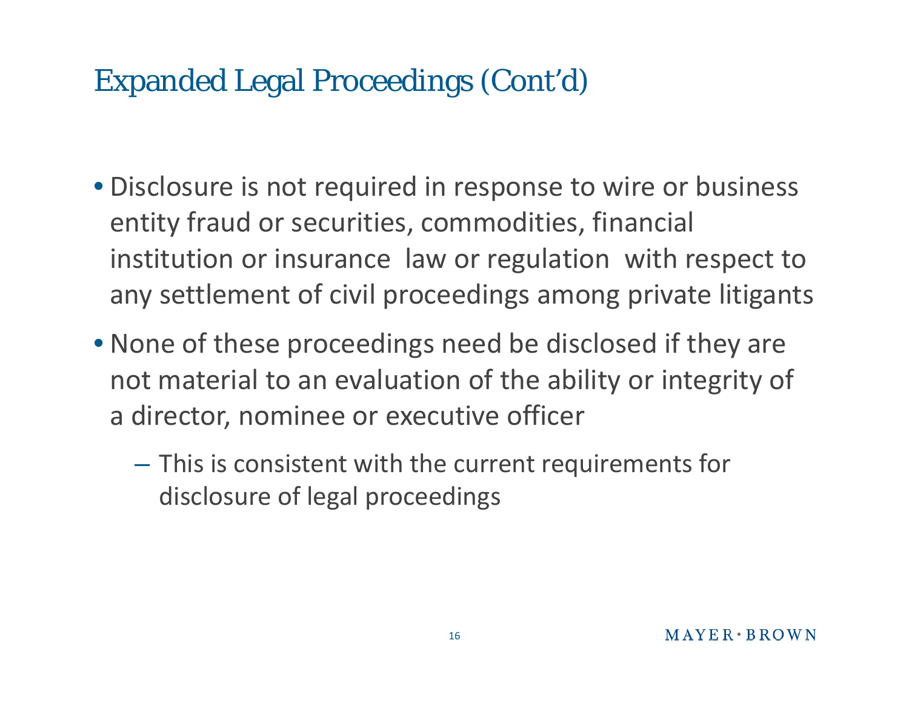# Expanded Legal Proceedings (Cont'd)

- Disclosure is not required in response to wire or business entity fraud or securities, commodities, financial institution or insurance law or regulation with respect to any settlement of civil proceedings among private litigants
- None of these proceedings need be disclosed if they are not material to an evaluation of the ability or integrity of a director, nominee or executive officer
  - This is consistent with the current requirements for disclosure of legal proceedings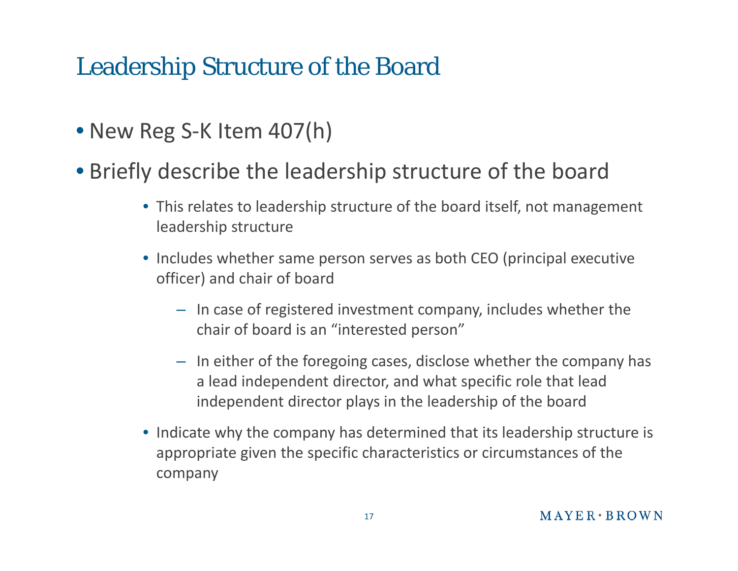# Leadership Structure of the Board

- New Reg S-K Item 407(h)
- Briefly describe the leadership structure of the board
  - This relates to leadership structure of the board itself, not management leadership structure
  - Includes whether same person serves as both CEO (principal executive officer) and chair of board
    - In case of registered investment company, includes whether the chair of board is an “interested person”
    - In either of the foregoing cases, disclose whether the company has a lead independent director, and what specific role that lead independent director plays in the leadership of the board
  - Indicate why the company has determined that its leadership structure is appropriate given the specific characteristics or circumstances of the company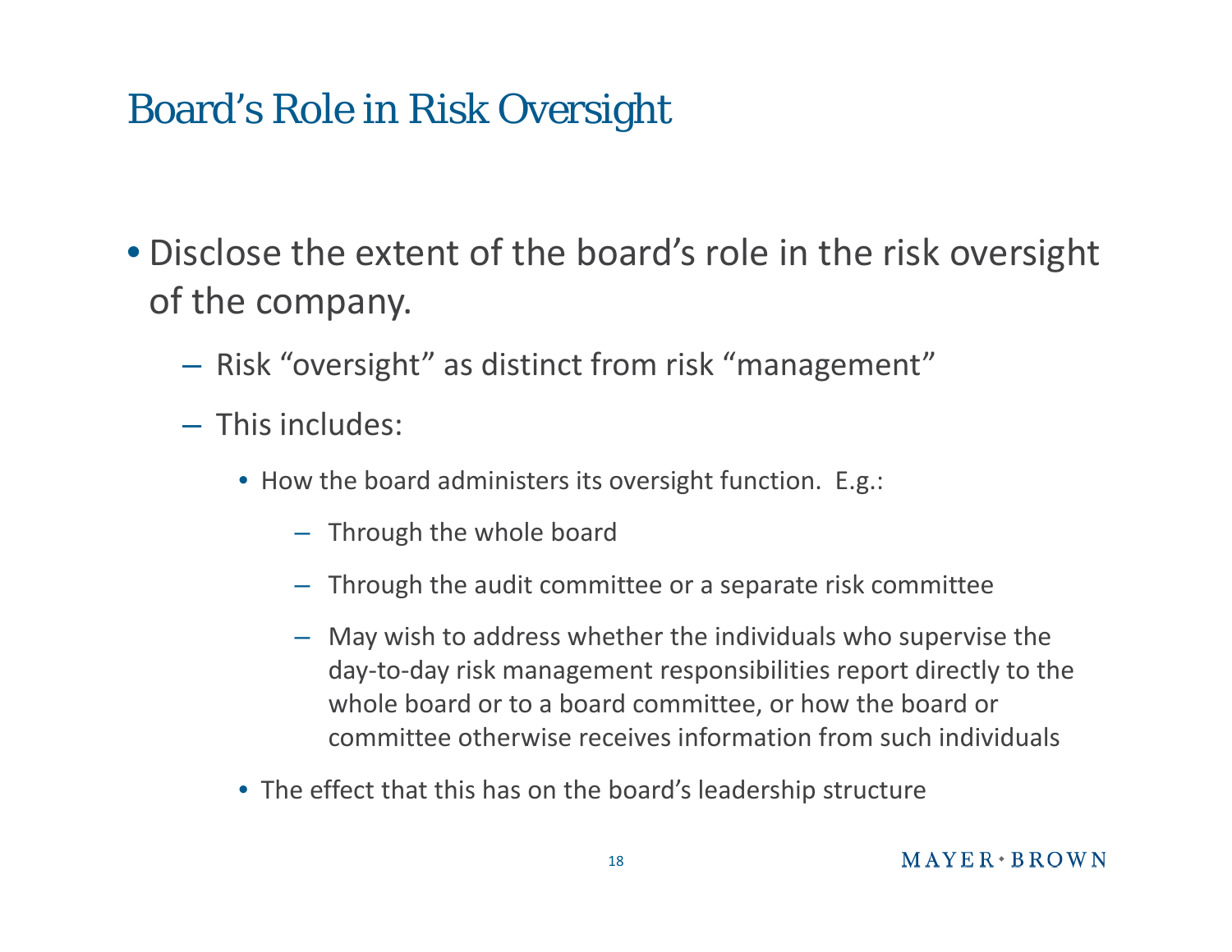# Board's Role in Risk Oversight

- Disclose the extent of the board's role in the risk oversight of the company.
  - Risk "oversight" as distinct from risk "management"
  - This includes:
    - How the board administers its oversight function. E.g.:
      - Through the whole board
      - Through the audit committee or a separate risk committee
      - May wish to address whether the individuals who supervise the day-to-day risk management responsibilities report directly to the whole board or to a board committee, or how the board or committee otherwise receives information from such individuals
    - The effect that this has on the board's leadership structure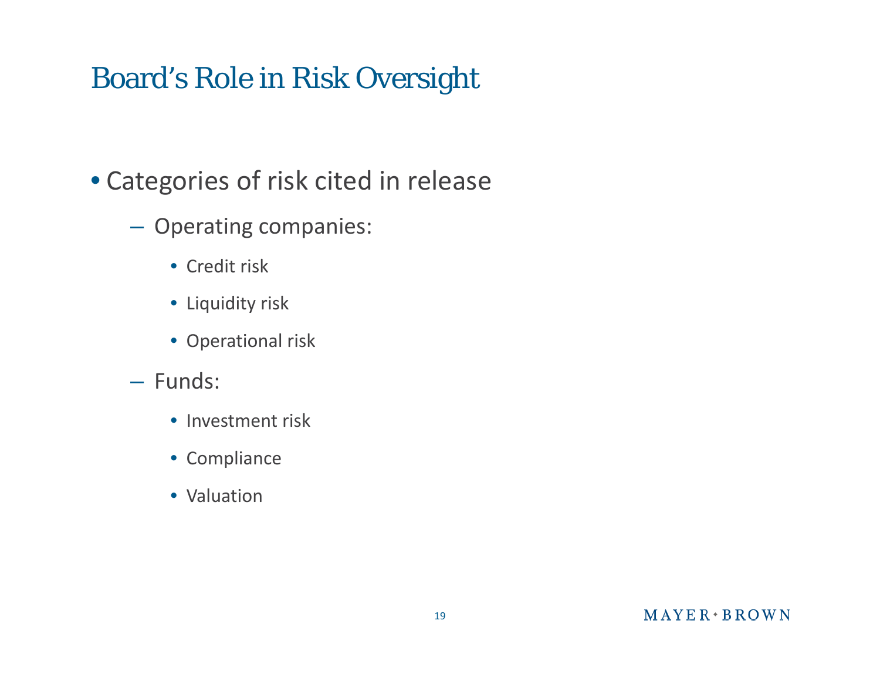# Board's Role in Risk Oversight

- Categories of risk cited in release
  - Operating companies:
    - Credit risk
    - Liquidity risk
    - Operational risk
  - Funds:
    - Investment risk
    - Compliance
    - Valuation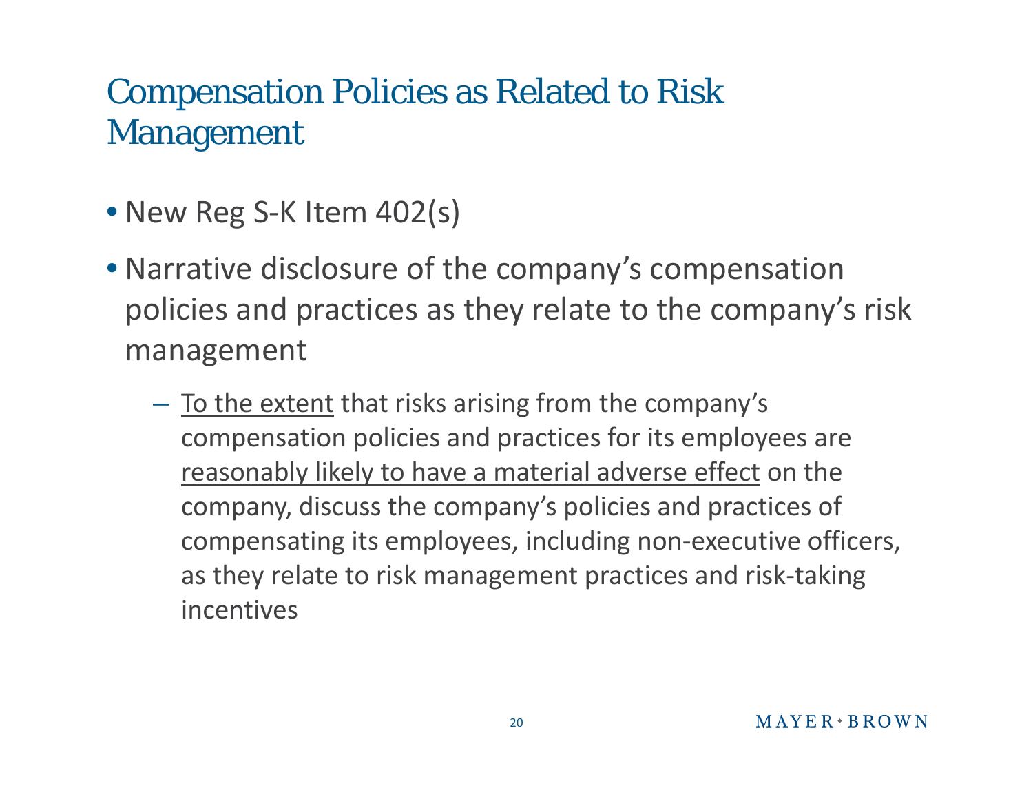# Compensation Policies as Related to Risk Management

- New Reg S-K Item 402(s)
- Narrative disclosure of the company's compensation policies and practices as they relate to the company's risk management
  - <u>To the extent</u> that risks arising from the company's compensation policies and practices for its employees are <u>reasonably likely to have a material adverse effect</u> on the company, discuss the company's policies and practices of compensating its employees, including non-executive officers, as they relate to risk management practices and risk-taking incentives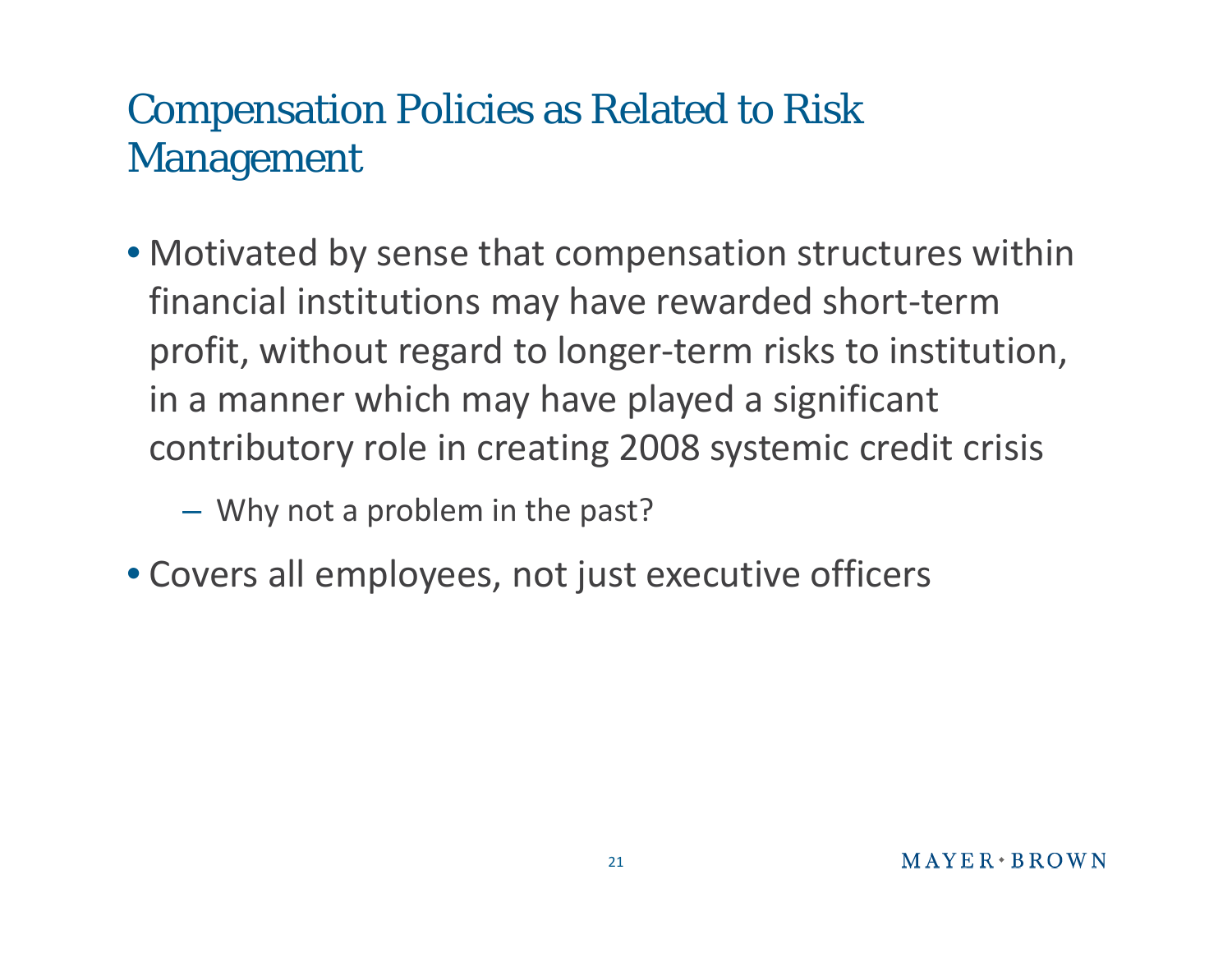# Compensation Policies as Related to Risk Management

- Motivated by sense that compensation structures within financial institutions may have rewarded short-term profit, without regard to longer-term risks to institution, in a manner which may have played a significant contributory role in creating 2008 systemic credit crisis
  - Why not a problem in the past?
- Covers all employees, not just executive officers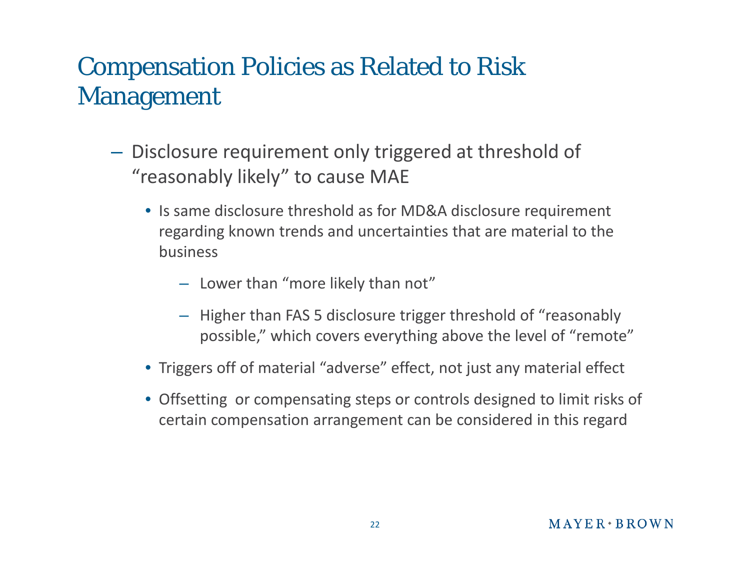# Compensation Policies as Related to Risk Management

- Disclosure requirement only triggered at threshold of "reasonably likely" to cause MAE
  - Is same disclosure threshold as for MD&A disclosure requirement regarding known trends and uncertainties that are material to the business
    - Lower than "more likely than not"
    - Higher than FAS 5 disclosure trigger threshold of "reasonably possible," which covers everything above the level of "remote"
  - Triggers off of material "adverse" effect, not just any material effect
  - Offsetting or compensating steps or controls designed to limit risks of certain compensation arrangement can be considered in this regard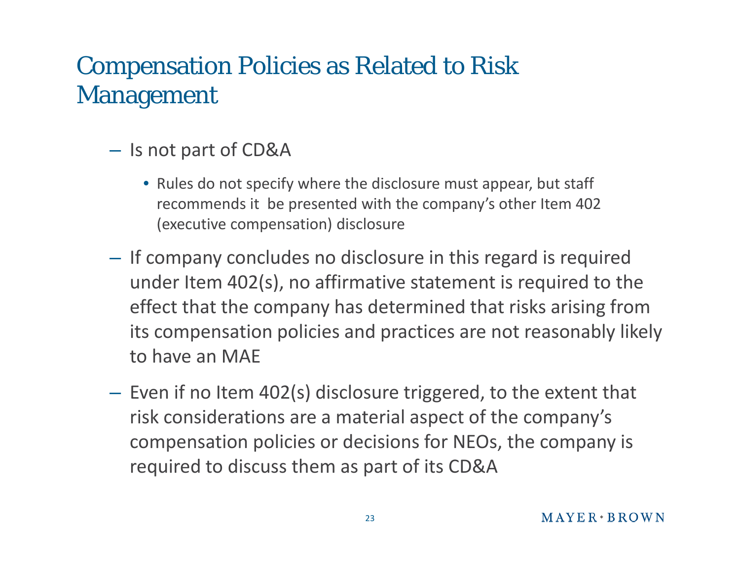# Compensation Policies as Related to Risk Management

- Is not part of CD&A
  - Rules do not specify where the disclosure must appear, but staff recommends it be presented with the company's other Item 402 (executive compensation) disclosure
- If company concludes no disclosure in this regard is required under Item 402(s), no affirmative statement is required to the effect that the company has determined that risks arising from its compensation policies and practices are not reasonably likely to have an MAE
- Even if no Item 402(s) disclosure triggered, to the extent that risk considerations are a material aspect of the company's compensation policies or decisions for NEOs, the company is required to discuss them as part of its CD&A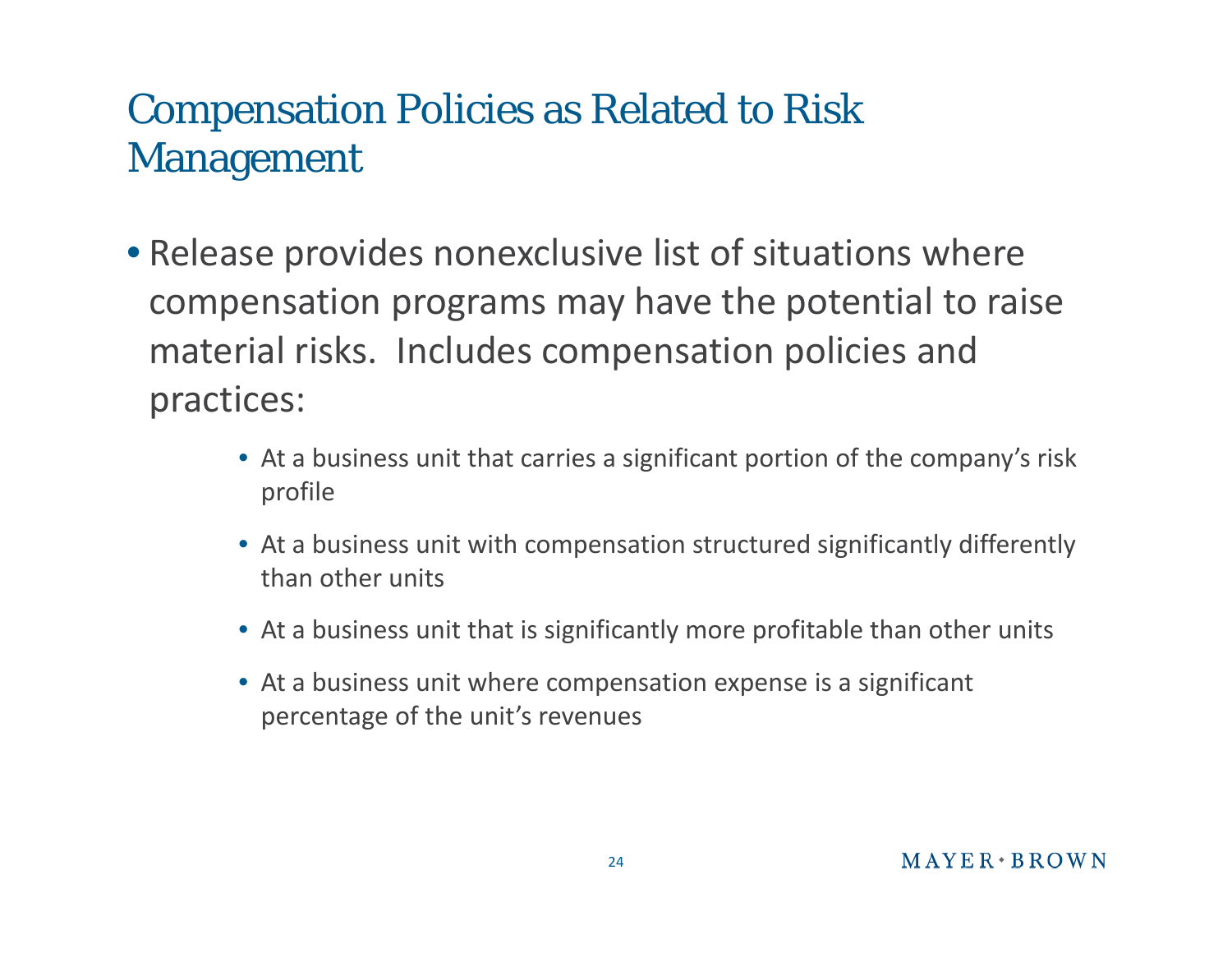# Compensation Policies as Related to Risk Management

- Release provides nonexclusive list of situations where compensation programs may have the potential to raise material risks. Includes compensation policies and practices:
  - At a business unit that carries a significant portion of the company's risk profile
  - At a business unit with compensation structured significantly differently than other units
  - At a business unit that is significantly more profitable than other units
  - At a business unit where compensation expense is a significant percentage of the unit's revenues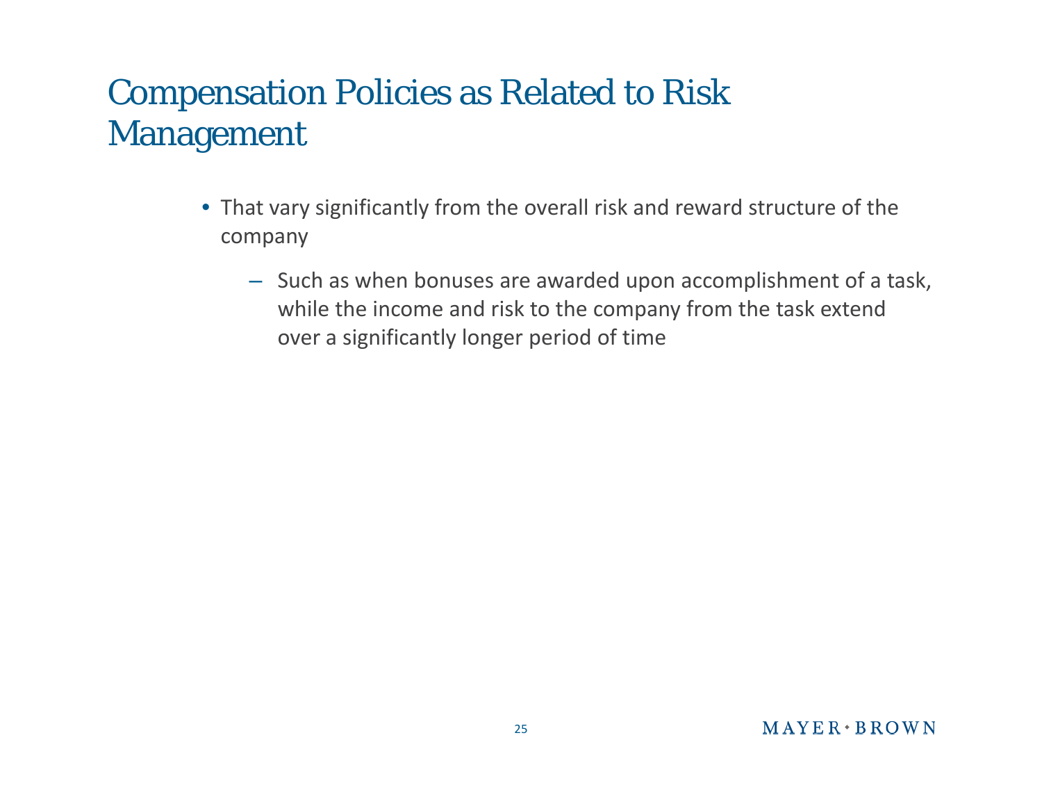# Compensation Policies as Related to Risk Management

- That vary significantly from the overall risk and reward structure of the company
  - Such as when bonuses are awarded upon accomplishment of a task, while the income and risk to the company from the task extend over a significantly longer period of time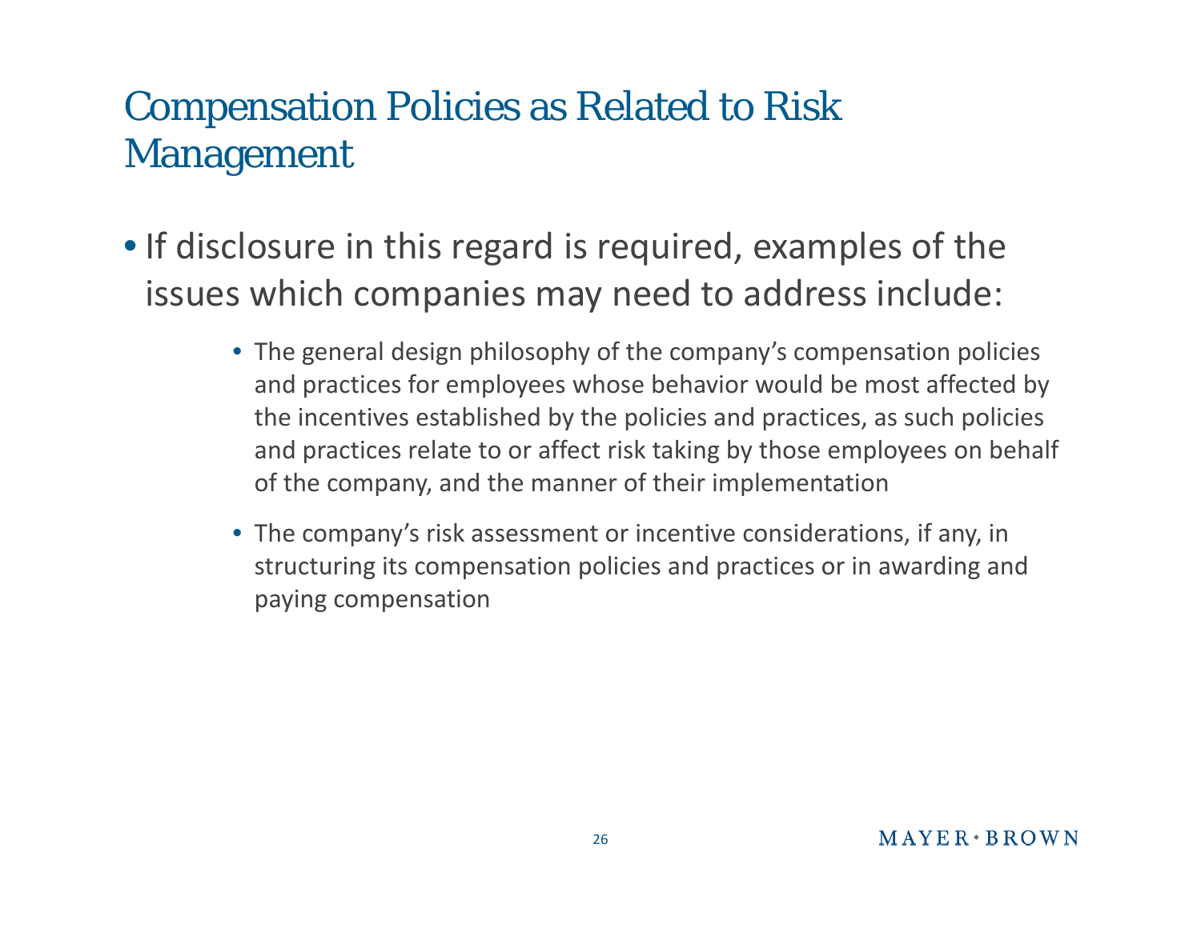# Compensation Policies as Related to Risk Management

- If disclosure in this regard is required, examples of the issues which companies may need to address include:
  - The general design philosophy of the company's compensation policies and practices for employees whose behavior would be most affected by the incentives established by the policies and practices, as such policies and practices relate to or affect risk taking by those employees on behalf of the company, and the manner of their implementation
  - The company's risk assessment or incentive considerations, if any, in structuring its compensation policies and practices or in awarding and paying compensation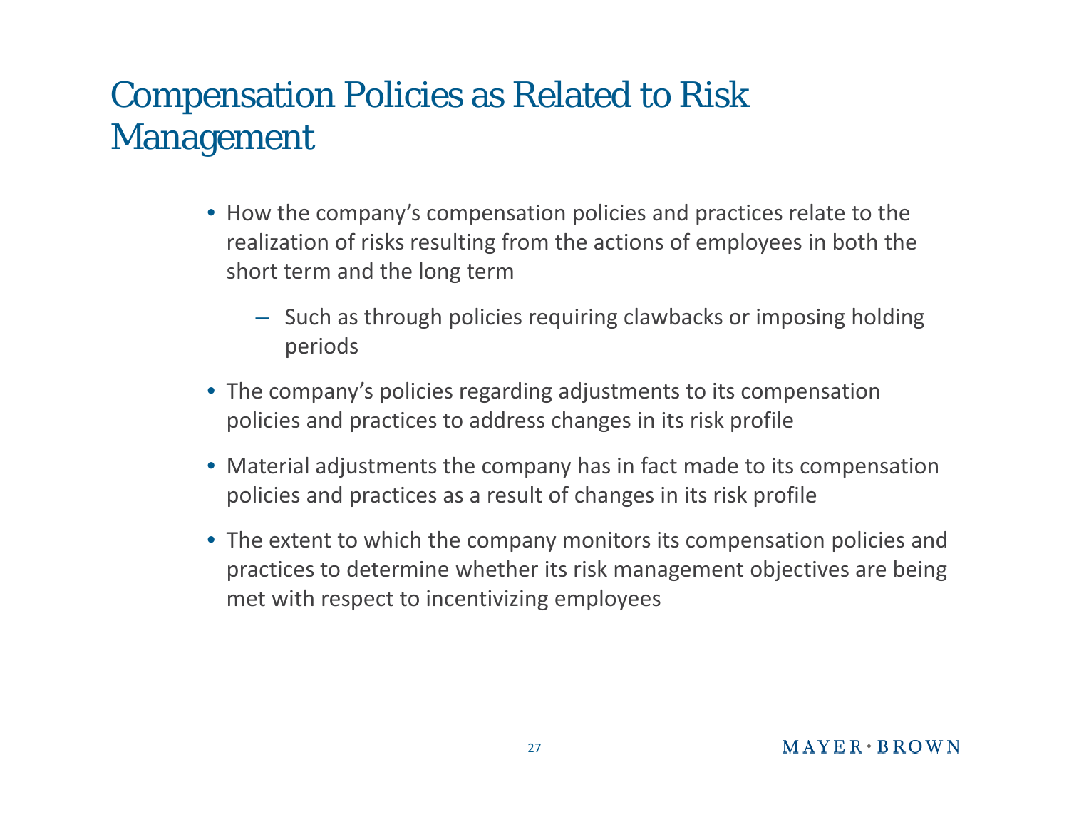# Compensation Policies as Related to Risk Management

- How the company's compensation policies and practices relate to the realization of risks resulting from the actions of employees in both the short term and the long term
  - Such as through policies requiring clawbacks or imposing holding periods
- The company's policies regarding adjustments to its compensation policies and practices to address changes in its risk profile
- Material adjustments the company has in fact made to its compensation policies and practices as a result of changes in its risk profile
- The extent to which the company monitors its compensation policies and practices to determine whether its risk management objectives are being met with respect to incentivizing employees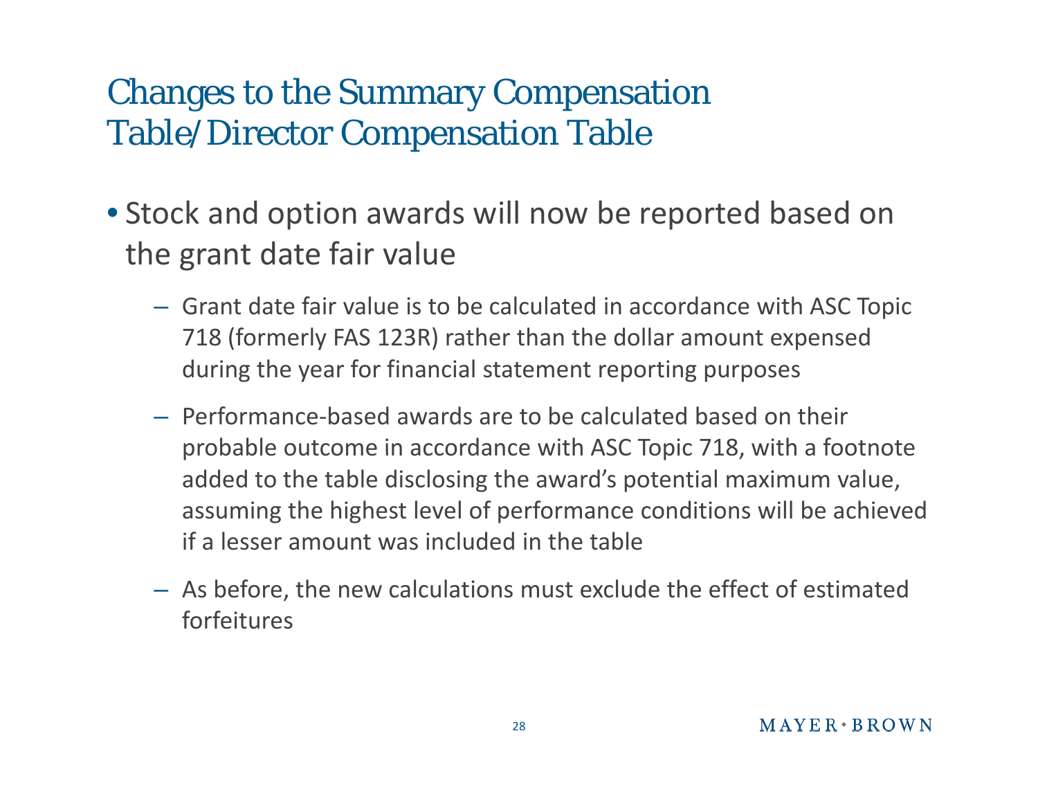# Changes to the Summary Compensation Table/Director Compensation Table

- Stock and option awards will now be reported based on the grant date fair value
  - Grant date fair value is to be calculated in accordance with ASC Topic 718 (formerly FAS 123R) rather than the dollar amount expensed during the year for financial statement reporting purposes
  - Performance-based awards are to be calculated based on their probable outcome in accordance with ASC Topic 718, with a footnote added to the table disclosing the award's potential maximum value, assuming the highest level of performance conditions will be achieved if a lesser amount was included in the table
  - As before, the new calculations must exclude the effect of estimated forfeitures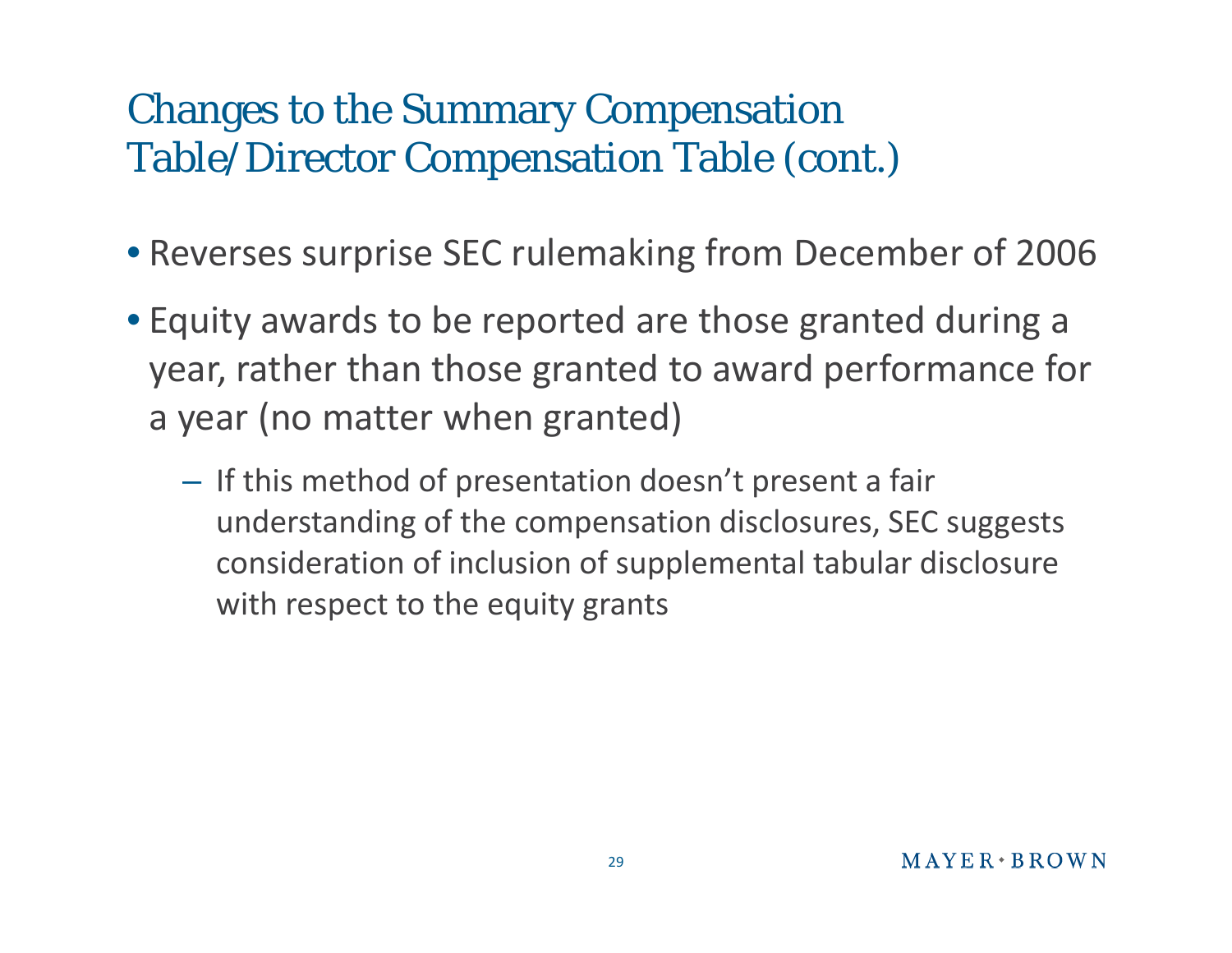# Changes to the Summary Compensation Table/Director Compensation Table (cont.)

- Reverses surprise SEC rulemaking from December of 2006
- Equity awards to be reported are those granted during a year, rather than those granted to award performance for a year (no matter when granted)
  - If this method of presentation doesn't present a fair understanding of the compensation disclosures, SEC suggests consideration of inclusion of supplemental tabular disclosure with respect to the equity grants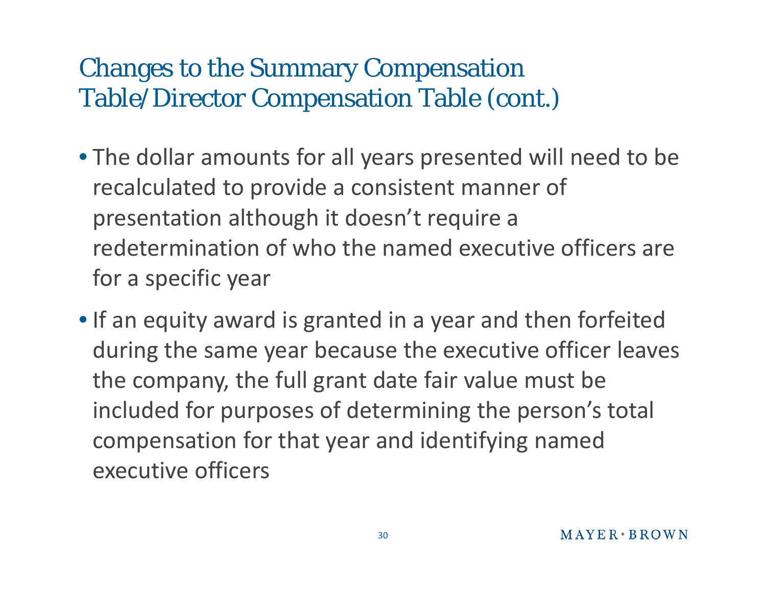# Changes to the Summary Compensation Table/Director Compensation Table (cont.)

- The dollar amounts for all years presented will need to be recalculated to provide a consistent manner of presentation although it doesn't require a redetermination of who the named executive officers are for a specific year
- If an equity award is granted in a year and then forfeited during the same year because the executive officer leaves the company, the full grant date fair value must be included for purposes of determining the person's total compensation for that year and identifying named executive officers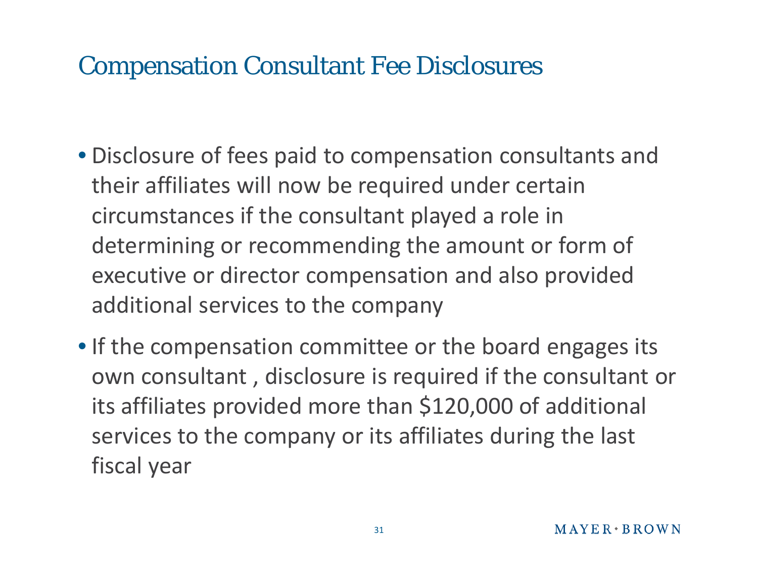# Compensation Consultant Fee Disclosures

- Disclosure of fees paid to compensation consultants and their affiliates will now be required under certain circumstances if the consultant played a role in determining or recommending the amount or form of executive or director compensation and also provided additional services to the company
- If the compensation committee or the board engages its own consultant , disclosure is required if the consultant or its affiliates provided more than $120,000 of additional services to the company or its affiliates during the last fiscal year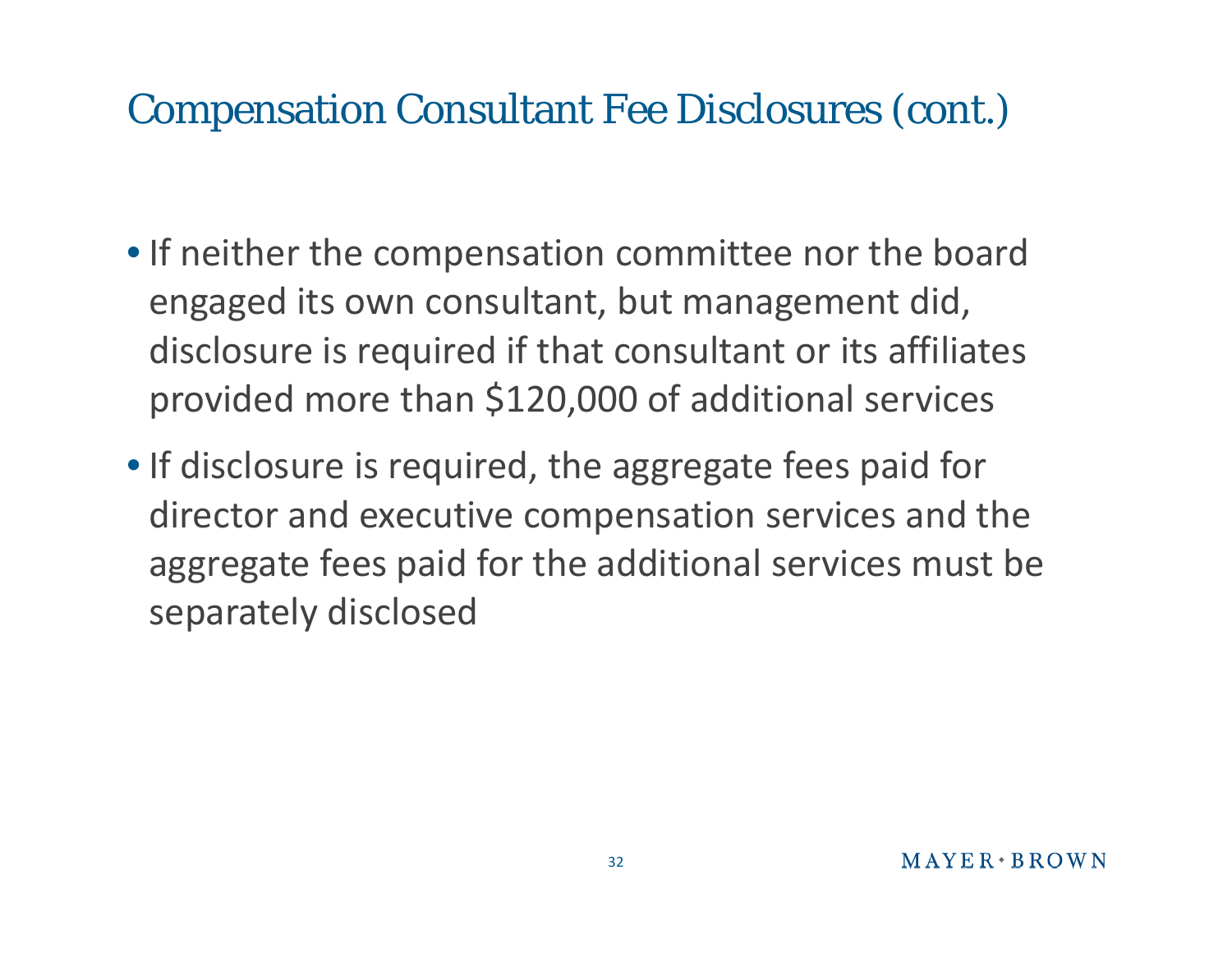# Compensation Consultant Fee Disclosures (cont.)

- If neither the compensation committee nor the board engaged its own consultant, but management did, disclosure is required if that consultant or its affiliates provided more than $120,000 of additional services
- If disclosure is required, the aggregate fees paid for director and executive compensation services and the aggregate fees paid for the additional services must be separately disclosed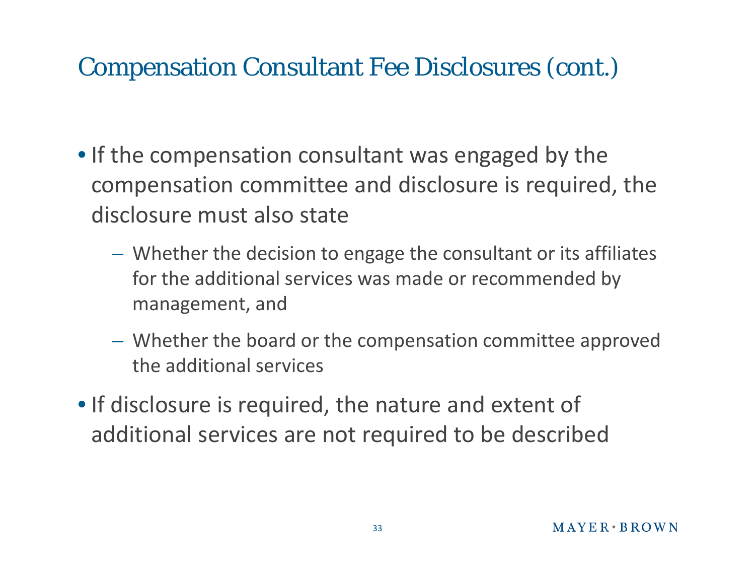# Compensation Consultant Fee Disclosures (cont.)

- If the compensation consultant was engaged by the compensation committee and disclosure is required, the disclosure must also state
  - Whether the decision to engage the consultant or its affiliates for the additional services was made or recommended by management, and
  - Whether the board or the compensation committee approved the additional services
- If disclosure is required, the nature and extent of additional services are not required to be described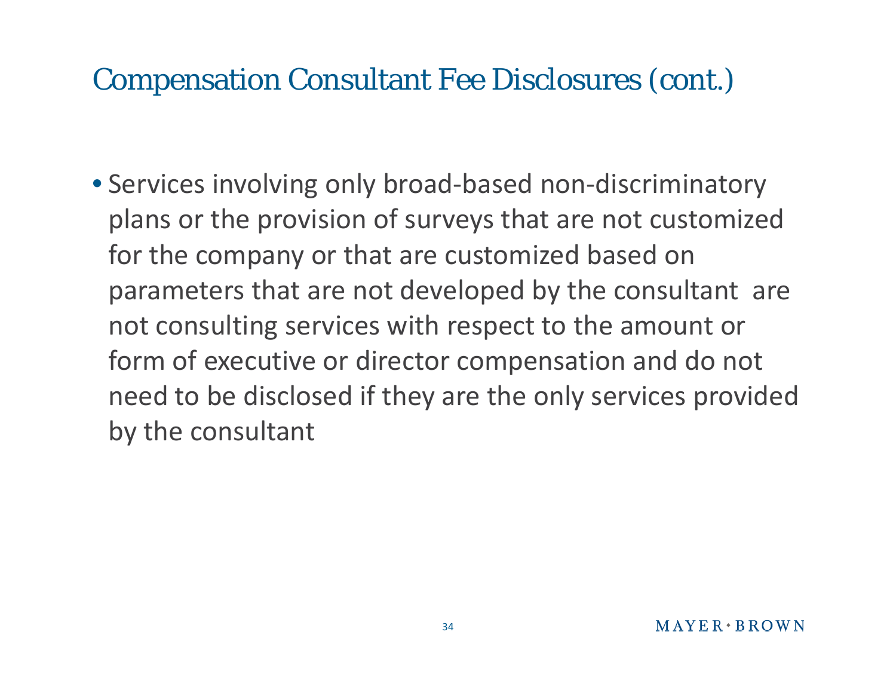# Compensation Consultant Fee Disclosures (cont.)

- Services involving only broad-based non-discriminatory plans or the provision of surveys that are not customized for the company or that are customized based on parameters that are not developed by the consultant are not consulting services with respect to the amount or form of executive or director compensation and do not need to be disclosed if they are the only services provided by the consultant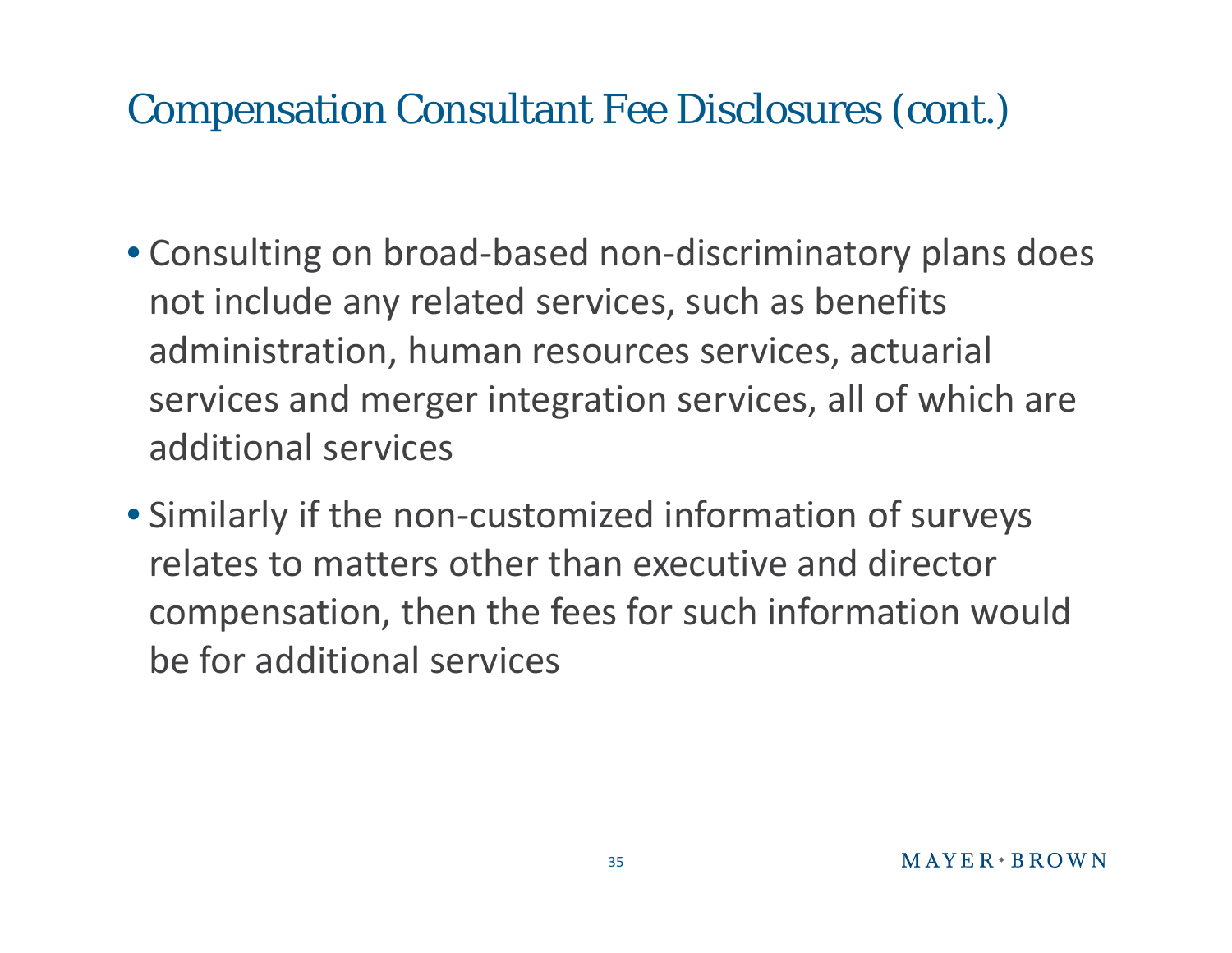# Compensation Consultant Fee Disclosures (cont.)

- Consulting on broad-based non-discriminatory plans does not include any related services, such as benefits administration, human resources services, actuarial services and merger integration services, all of which are additional services
- Similarly if the non-customized information of surveys relates to matters other than executive and director compensation, then the fees for such information would be for additional services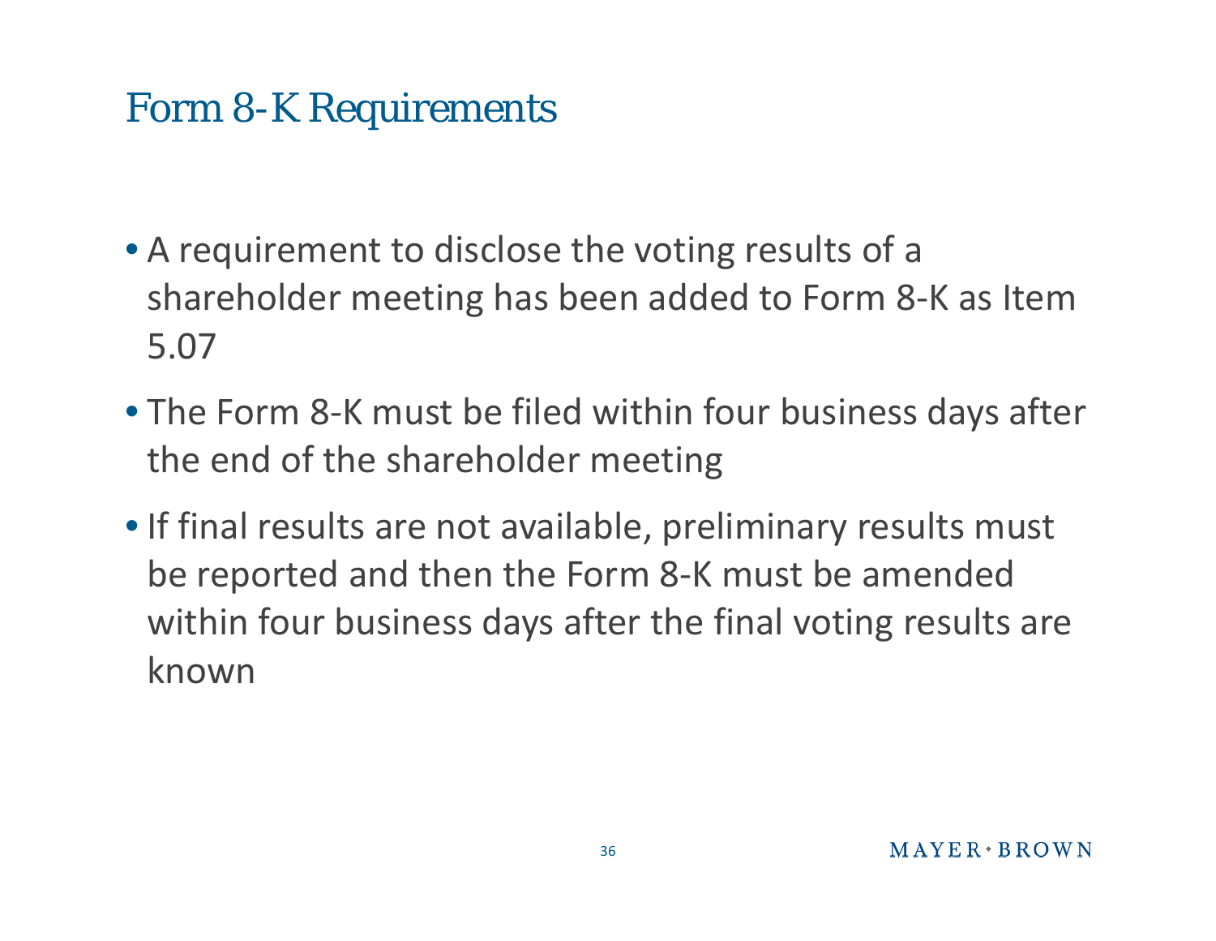# Form 8-K Requirements

- A requirement to disclose the voting results of a shareholder meeting has been added to Form 8-K as Item 5.07
- The Form 8-K must be filed within four business days after the end of the shareholder meeting
- If final results are not available, preliminary results must be reported and then the Form 8-K must be amended within four business days after the final voting results are known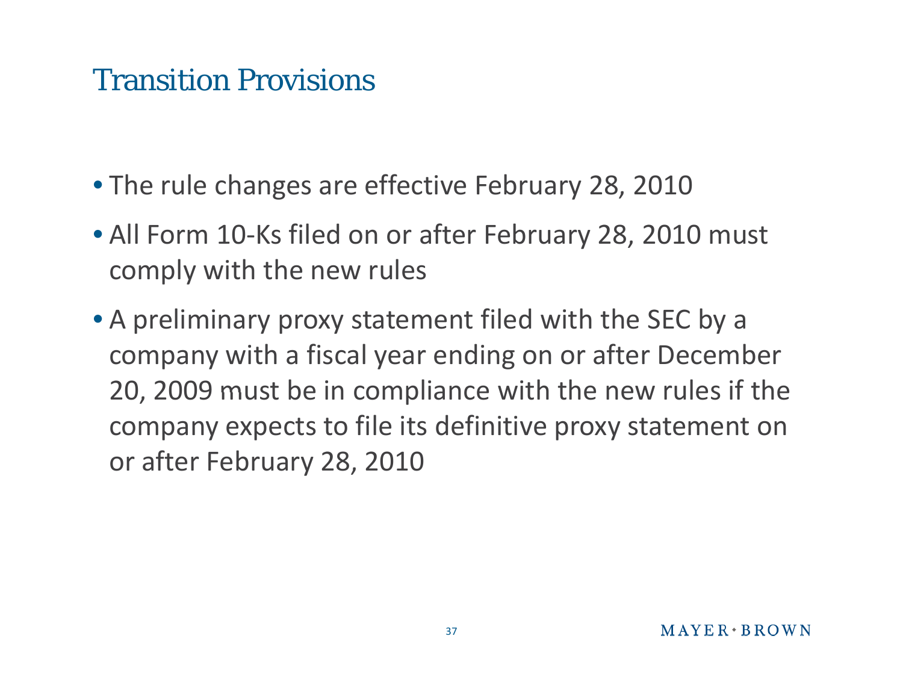# Transition Provisions

- The rule changes are effective February 28, 2010
- All Form 10-Ks filed on or after February 28, 2010 must comply with the new rules
- A preliminary proxy statement filed with the SEC by a company with a fiscal year ending on or after December 20, 2009 must be in compliance with the new rules if the company expects to file its definitive proxy statement on or after February 28, 2010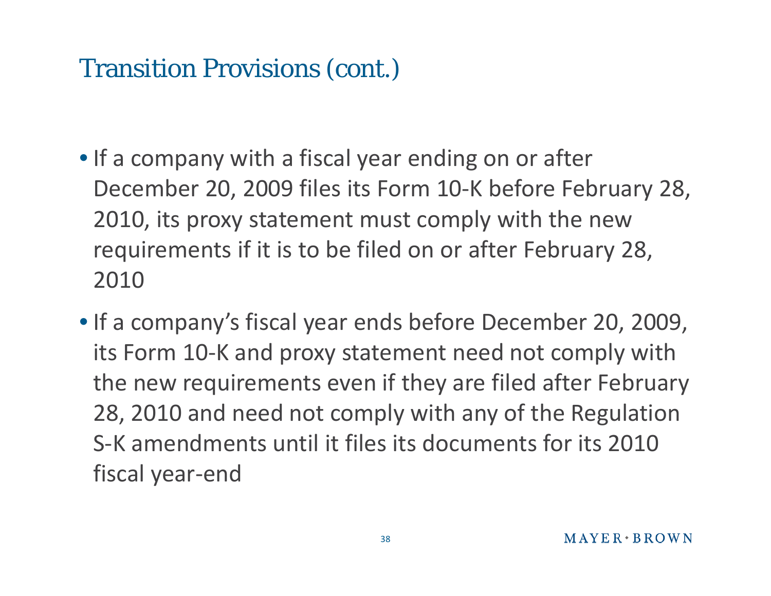# Transition Provisions (cont.)

- If a company with a fiscal year ending on or after December 20, 2009 files its Form 10-K before February 28, 2010, its proxy statement must comply with the new requirements if it is to be filed on or after February 28, 2010
- If a company's fiscal year ends before December 20, 2009, its Form 10-K and proxy statement need not comply with the new requirements even if they are filed after February 28, 2010 and need not comply with any of the Regulation S-K amendments until it files its documents for its 2010 fiscal year-end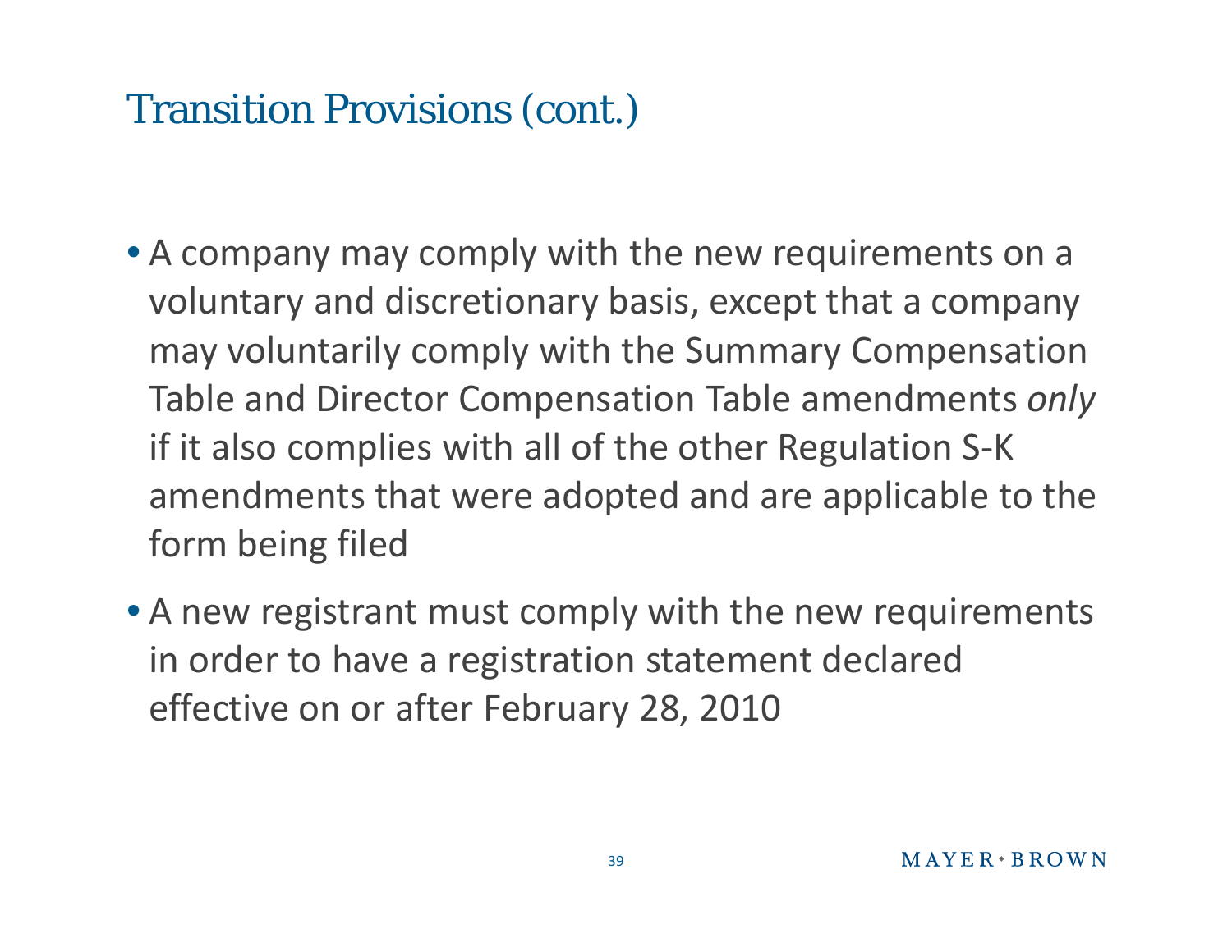# Transition Provisions (cont.)

- A company may comply with the new requirements on a voluntary and discretionary basis, except that a company may voluntarily comply with the Summary Compensation Table and Director Compensation Table amendments *only* if it also complies with all of the other Regulation S-K amendments that were adopted and are applicable to the form being filed
- A new registrant must comply with the new requirements in order to have a registration statement declared effective on or after February 28, 2010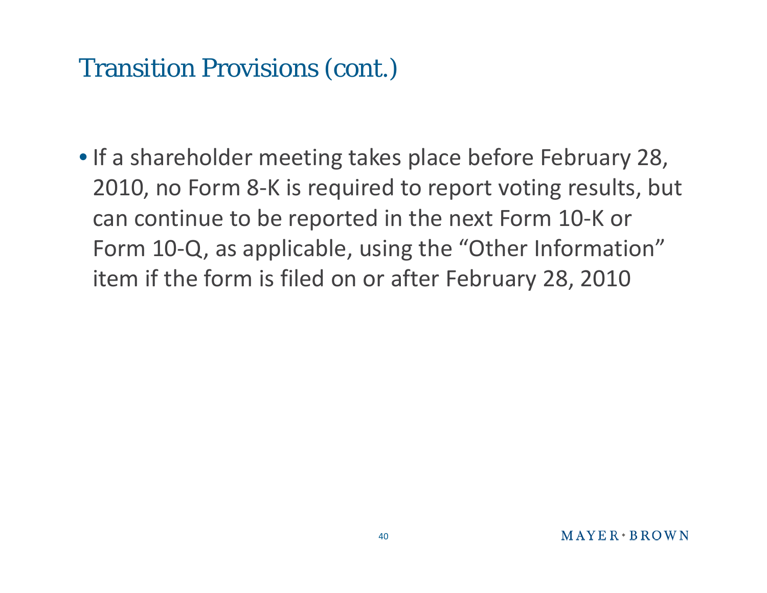# Transition Provisions (cont.)

- If a shareholder meeting takes place before February 28, 2010, no Form 8-K is required to report voting results, but can continue to be reported in the next Form 10-K or Form 10-Q, as applicable, using the "Other Information" item if the form is filed on or after February 28, 2010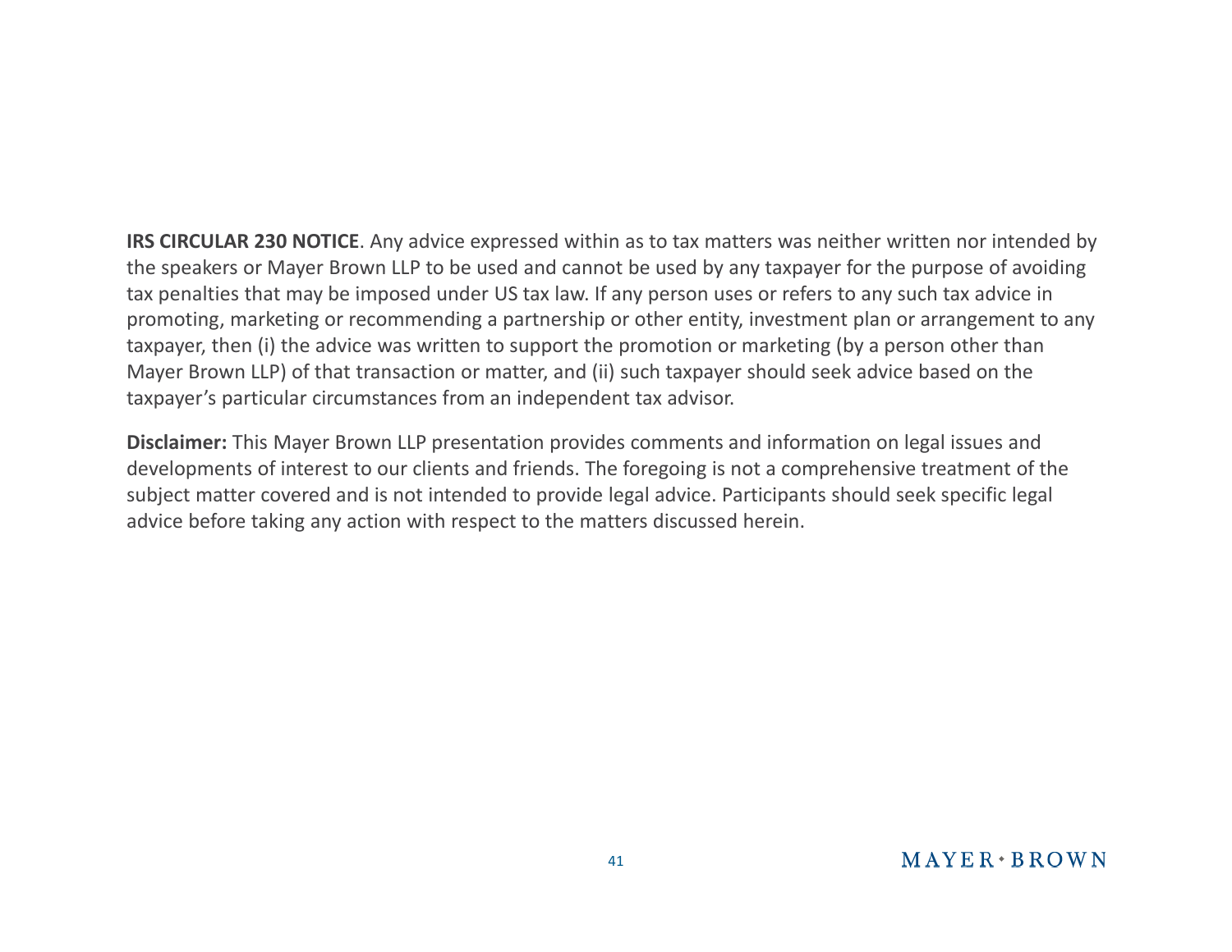**IRS CIRCULAR 230 NOTICE**. Any advice expressed within as to tax matters was neither written nor intended by the speakers or Mayer Brown LLP to be used and cannot be used by any taxpayer for the purpose of avoiding tax penalties that may be imposed under US tax law. If any person uses or refers to any such tax advice in promoting, marketing or recommending a partnership or other entity, investment plan or arrangement to any taxpayer, then (i) the advice was written to support the promotion or marketing (by a person other than Mayer Brown LLP) of that transaction or matter, and (ii) such taxpayer should seek advice based on the taxpayer's particular circumstances from an independent tax advisor.

**Disclaimer:** This Mayer Brown LLP presentation provides comments and information on legal issues and developments of interest to our clients and friends. The foregoing is not a comprehensive treatment of the subject matter covered and is not intended to provide legal advice. Participants should seek specific legal advice before taking any action with respect to the matters discussed herein.